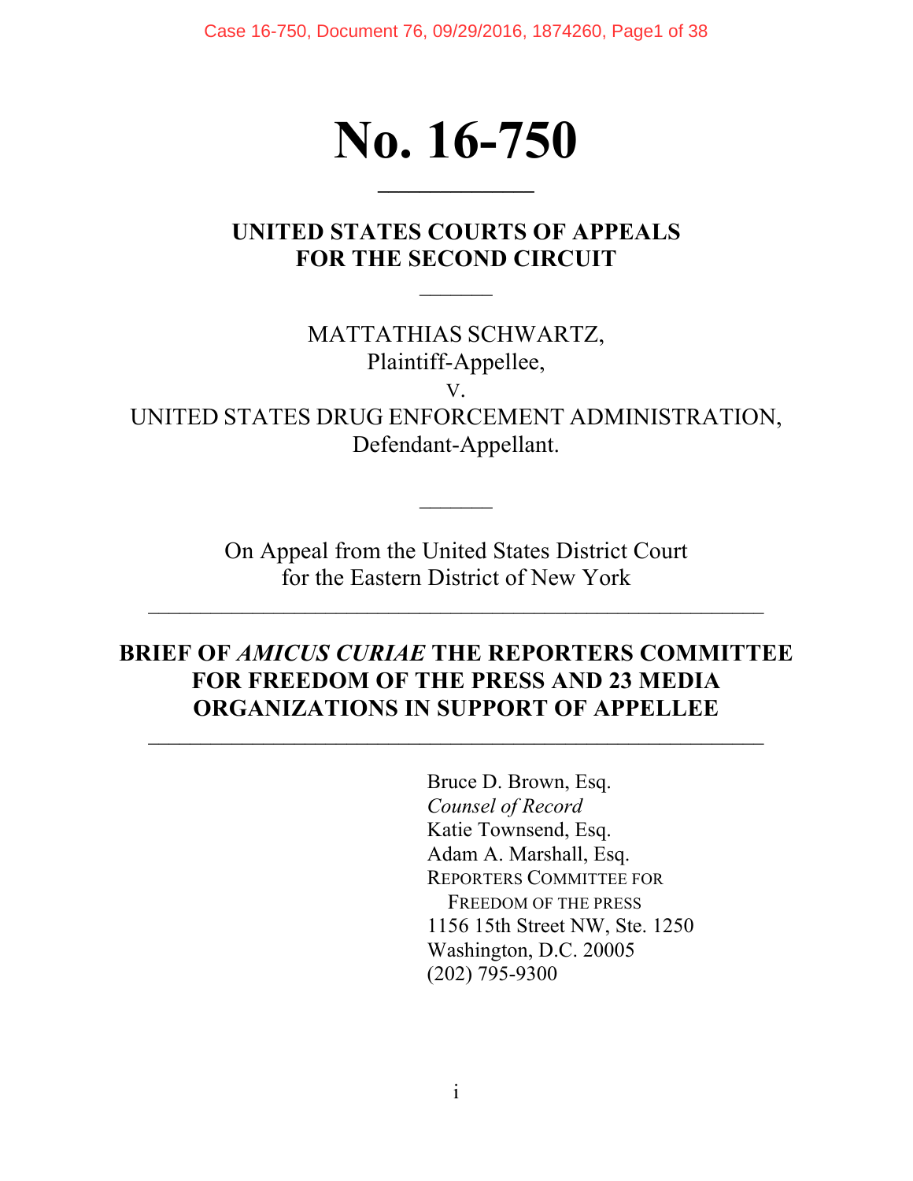# No. 16-750

## UNITED STATES COURTS OF APPEALS FOR THE SECOND CIRCUIT

MATTATHIAS SCHWARTZ,
Plaintiff-Appellee,
v.
UNITED STATES DRUG ENFORCEMENT ADMINISTRATION,
Defendant-Appellant.

On Appeal from the United States District Court
for the Eastern District of New York

## BRIEF OF *AMICUS CURIAE* THE REPORTERS COMMITTEE FOR FREEDOM OF THE PRESS AND 23 MEDIA ORGANIZATIONS IN SUPPORT OF APPELLEE

Bruce D. Brown, Esq.
*Counsel of Record*
Katie Townsend, Esq.
Adam A. Marshall, Esq.
REPORTERS COMMITTEE FOR FREEDOM OF THE PRESS
1156 15th Street NW, Ste. 1250
Washington, D.C. 20005
(202) 795-9300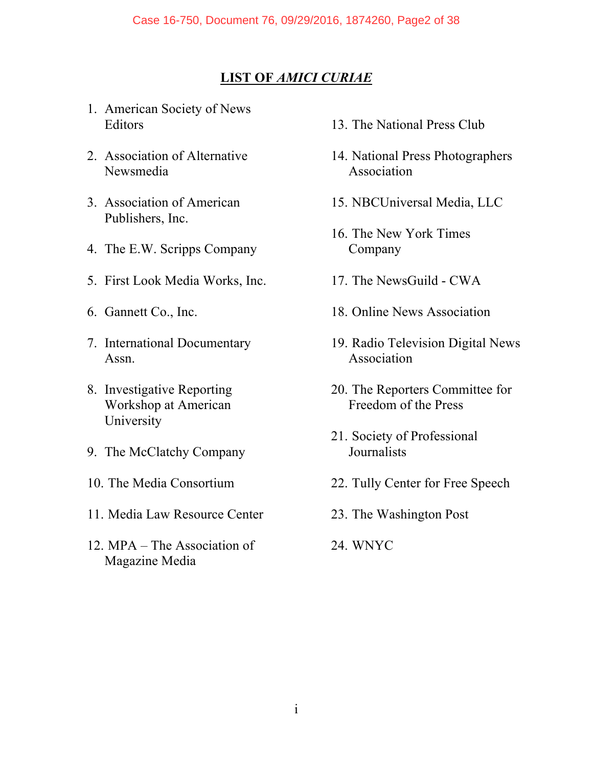## LIST OF *AMICI CURIAE*

1. American Society of News Editors
2. Association of Alternative Newsmedia
3. Association of American Publishers, Inc.
4. The E.W. Scripps Company
5. First Look Media Works, Inc.
6. Gannett Co., Inc.
7. International Documentary Assn.
8. Investigative Reporting Workshop at American University
9. The McClatchy Company
10. The Media Consortium
11. Media Law Resource Center
12. MPA – The Association of Magazine Media
13. The National Press Club
14. National Press Photographers Association
15. NBCUniversal Media, LLC
16. The New York Times Company
17. The NewsGuild - CWA
18. Online News Association
19. Radio Television Digital News Association
20. The Reporters Committee for Freedom of the Press
21. Society of Professional Journalists
22. Tully Center for Free Speech
23. The Washington Post
24. WNYC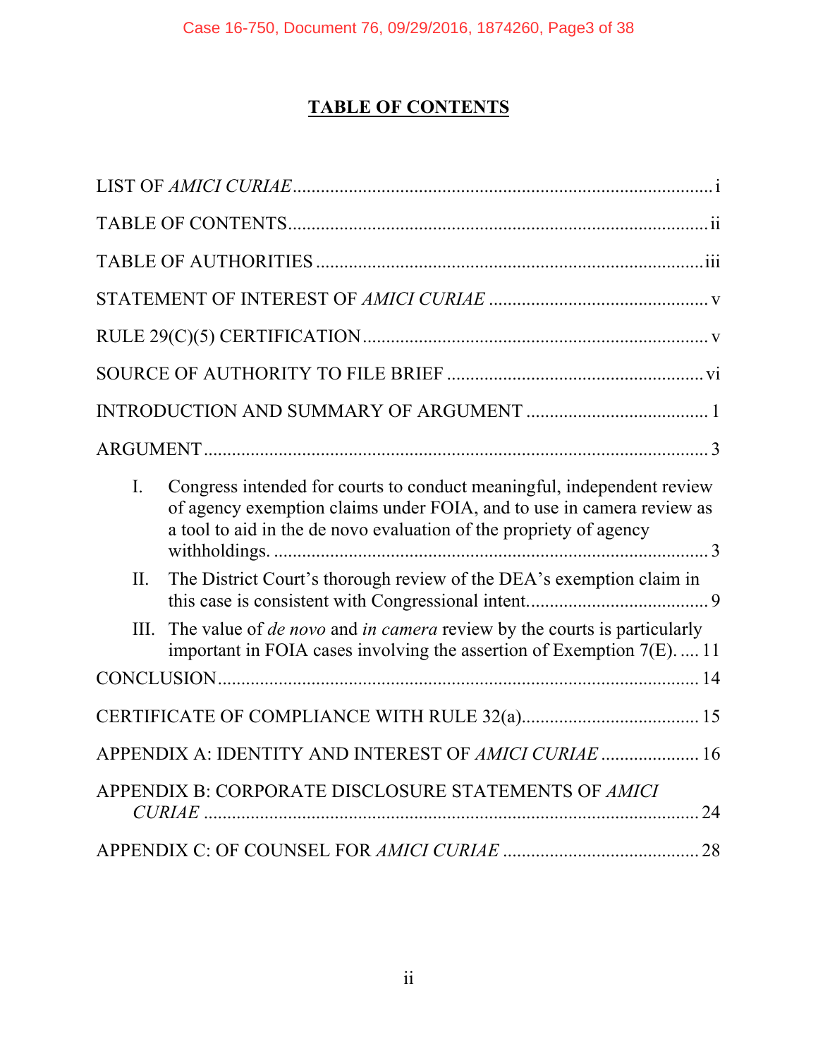# TABLE OF CONTENTS

LIST OF *AMICI CURIAE* ........................................................................................ i

TABLE OF CONTENTS......................................................................................... ii

TABLE OF AUTHORITIES .................................................................................. iii

STATEMENT OF INTEREST OF *AMICI CURIAE* .............................................. v

RULE 29(C)(5) CERTIFICATION......................................................................... v

SOURCE OF AUTHORITY TO FILE BRIEF ...................................................... vi

INTRODUCTION AND SUMMARY OF ARGUMENT ....................................... 1

ARGUMENT ........................................................................................................... 3

I. Congress intended for courts to conduct meaningful, independent review of agency exemption claims under FOIA, and to use in camera review as a tool to aid in the de novo evaluation of the propriety of agency withholdings. ............................................................................................ 3

II. The District Court's thorough review of the DEA's exemption claim in this case is consistent with Congressional intent....................................... 9

III. The value of *de novo* and *in camera* review by the courts is particularly important in FOIA cases involving the assertion of Exemption 7(E). .... 11

CONCLUSION ...................................................................................................... 14

CERTIFICATE OF COMPLIANCE WITH RULE 32(a)...................................... 15

APPENDIX A: IDENTITY AND INTEREST OF *AMICI CURIAE* ..................... 16

APPENDIX B: CORPORATE DISCLOSURE STATEMENTS OF *AMICI CURIAE* ......................................................................................................... 24

APPENDIX C: OF COUNSEL FOR *AMICI CURIAE* .......................................... 28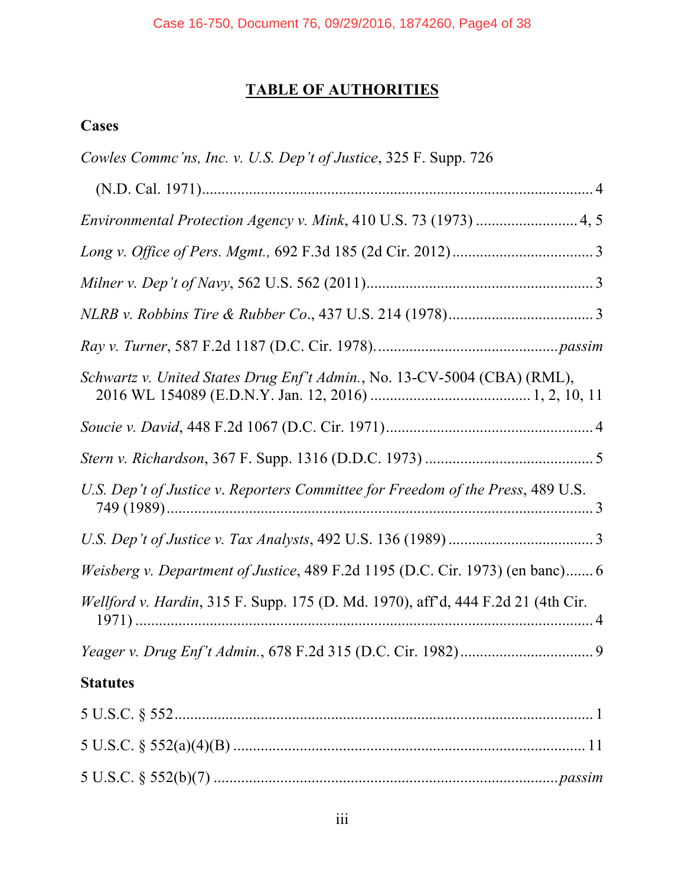# TABLE OF AUTHORITIES

## Cases

*Cowles Commc'ns, Inc. v. U.S. Dep't of Justice*, 325 F. Supp. 726 (N.D. Cal. 1971) .......... 4

*Environmental Protection Agency v. Mink*, 410 U.S. 73 (1973) .......... 4, 5

*Long v. Office of Pers. Mgmt.,* 692 F.3d 185 (2d Cir. 2012) .......... 3

*Milner v. Dep't of Navy*, 562 U.S. 562 (2011) .......... 3

*NLRB v. Robbins Tire & Rubber Co*., 437 U.S. 214 (1978) .......... 3

*Ray v. Turner*, 587 F.2d 1187 (D.C. Cir. 1978). .......... *passim*

*Schwartz v. United States Drug Enf't Admin.*, No. 13-CV-5004 (CBA) (RML), 2016 WL 154089 (E.D.N.Y. Jan. 12, 2016) .......... 1, 2, 10, 11

*Soucie v. David*, 448 F.2d 1067 (D.C. Cir. 1971) .......... 4

*Stern v. Richardson*, 367 F. Supp. 1316 (D.D.C. 1973) .......... 5

*U.S. Dep't of Justice v. Reporters Committee for Freedom of the Press*, 489 U.S. 749 (1989) .......... 3

*U.S. Dep't of Justice v. Tax Analysts*, 492 U.S. 136 (1989) .......... 3

*Weisberg v. Department of Justice*, 489 F.2d 1195 (D.C. Cir. 1973) (en banc) .......... 6

*Wellford v. Hardin*, 315 F. Supp. 175 (D. Md. 1970), aff'd, 444 F.2d 21 (4th Cir. 1971) .......... 4

*Yeager v. Drug Enf't Admin.*, 678 F.2d 315 (D.C. Cir. 1982) .......... 9

## Statutes

5 U.S.C. § 552 .......... 1

5 U.S.C. § 552(a)(4)(B) .......... 11

5 U.S.C. § 552(b)(7) .......... *passim*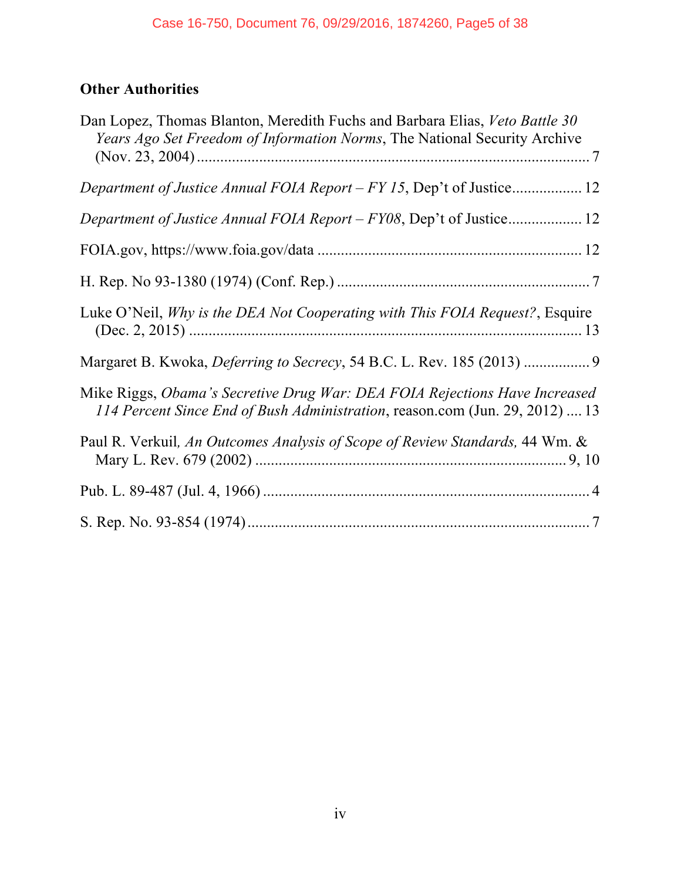## Other Authorities

Dan Lopez, Thomas Blanton, Meredith Fuchs and Barbara Elias, *Veto Battle 30 Years Ago Set Freedom of Information Norms*, The National Security Archive (Nov. 23, 2004) .................................................................................................... 7

*Department of Justice Annual FOIA Report – FY 15*, Dep't of Justice.................. 12

*Department of Justice Annual FOIA Report – FY08*, Dep't of Justice................... 12

FOIA.gov, https://www.foia.gov/data ................................................................... 12

H. Rep. No 93-1380 (1974) (Conf. Rep.) ................................................................ 7

Luke O'Neil, *Why is the DEA Not Cooperating with This FOIA Request?*, Esquire (Dec. 2, 2015) .................................................................................................... 13

Margaret B. Kwoka, *Deferring to Secrecy*, 54 B.C. L. Rev. 185 (2013) ................. 9

Mike Riggs, *Obama's Secretive Drug War: DEA FOIA Rejections Have Increased 114 Percent Since End of Bush Administration*, reason.com (Jun. 29, 2012) .... 13

Paul R. Verkuil, *An Outcomes Analysis of Scope of Review Standards,* 44 Wm. & Mary L. Rev. 679 (2002) ............................................................................... 9, 10

Pub. L. 89-487 (Jul. 4, 1966) .................................................................................... 4

S. Rep. No. 93-854 (1974) ....................................................................................... 7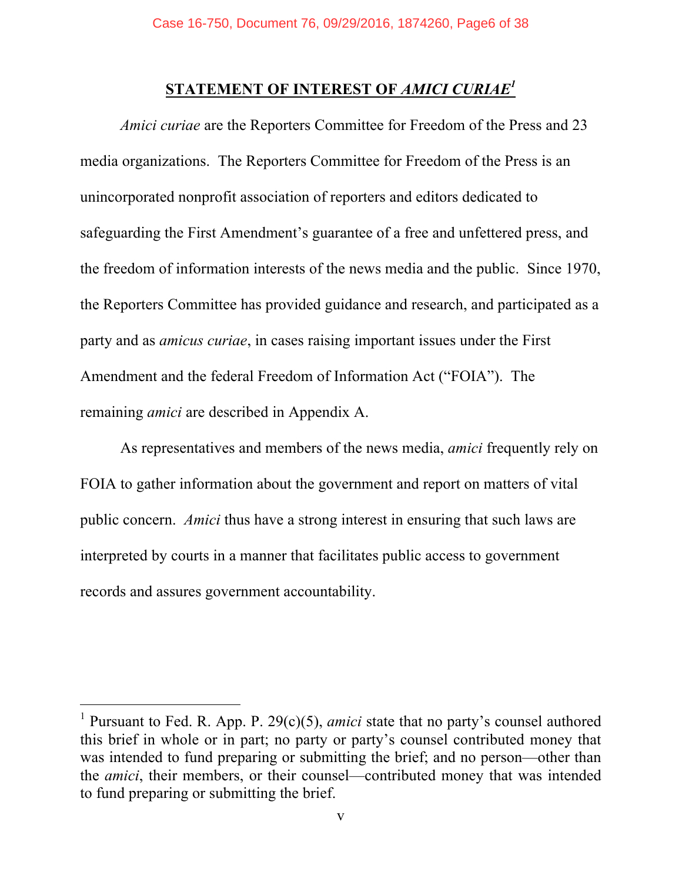## STATEMENT OF INTEREST OF *AMICI CURIAE*[1]

*Amici curiae* are the Reporters Committee for Freedom of the Press and 23 media organizations. The Reporters Committee for Freedom of the Press is an unincorporated nonprofit association of reporters and editors dedicated to safeguarding the First Amendment's guarantee of a free and unfettered press, and the freedom of information interests of the news media and the public. Since 1970, the Reporters Committee has provided guidance and research, and participated as a party and as *amicus curiae*, in cases raising important issues under the First Amendment and the federal Freedom of Information Act ("FOIA"). The remaining *amici* are described in Appendix A.

As representatives and members of the news media, *amici* frequently rely on FOIA to gather information about the government and report on matters of vital public concern. *Amici* thus have a strong interest in ensuring that such laws are interpreted by courts in a manner that facilitates public access to government records and assures government accountability.

---

[1] Pursuant to Fed. R. App. P. 29(c)(5), *amici* state that no party's counsel authored this brief in whole or in part; no party or party's counsel contributed money that was intended to fund preparing or submitting the brief; and no person—other than the *amici*, their members, or their counsel—contributed money that was intended to fund preparing or submitting the brief.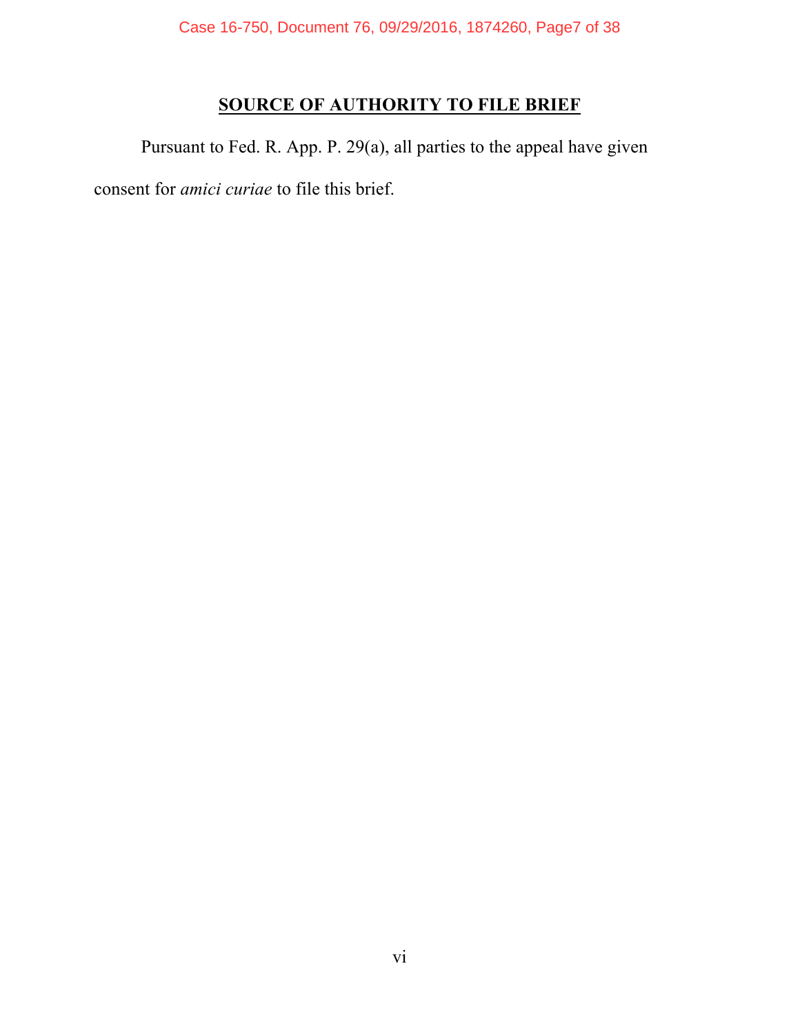## SOURCE OF AUTHORITY TO FILE BRIEF

Pursuant to Fed. R. App. P. 29(a), all parties to the appeal have given consent for *amici curiae* to file this brief.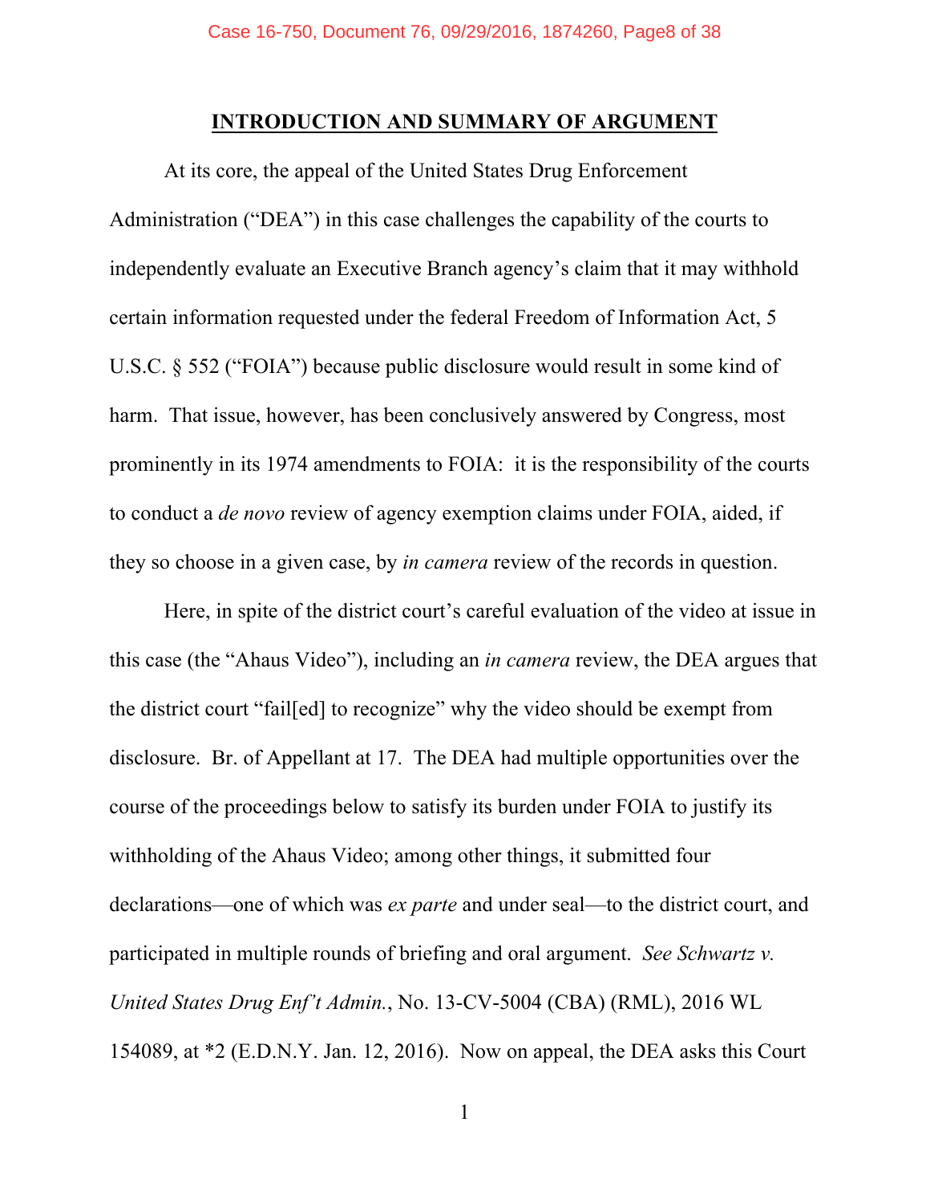## INTRODUCTION AND SUMMARY OF ARGUMENT

At its core, the appeal of the United States Drug Enforcement Administration ("DEA") in this case challenges the capability of the courts to independently evaluate an Executive Branch agency's claim that it may withhold certain information requested under the federal Freedom of Information Act, 5 U.S.C. § 552 ("FOIA") because public disclosure would result in some kind of harm. That issue, however, has been conclusively answered by Congress, most prominently in its 1974 amendments to FOIA: it is the responsibility of the courts to conduct a *de novo* review of agency exemption claims under FOIA, aided, if they so choose in a given case, by *in camera* review of the records in question.

Here, in spite of the district court's careful evaluation of the video at issue in this case (the "Ahaus Video"), including an *in camera* review, the DEA argues that the district court "fail[ed] to recognize" why the video should be exempt from disclosure. Br. of Appellant at 17. The DEA had multiple opportunities over the course of the proceedings below to satisfy its burden under FOIA to justify its withholding of the Ahaus Video; among other things, it submitted four declarations—one of which was *ex parte* and under seal—to the district court, and participated in multiple rounds of briefing and oral argument. *See Schwartz v. United States Drug Enf't Admin.*, No. 13-CV-5004 (CBA) (RML), 2016 WL 154089, at *2 (E.D.N.Y. Jan. 12, 2016). Now on appeal, the DEA asks this Court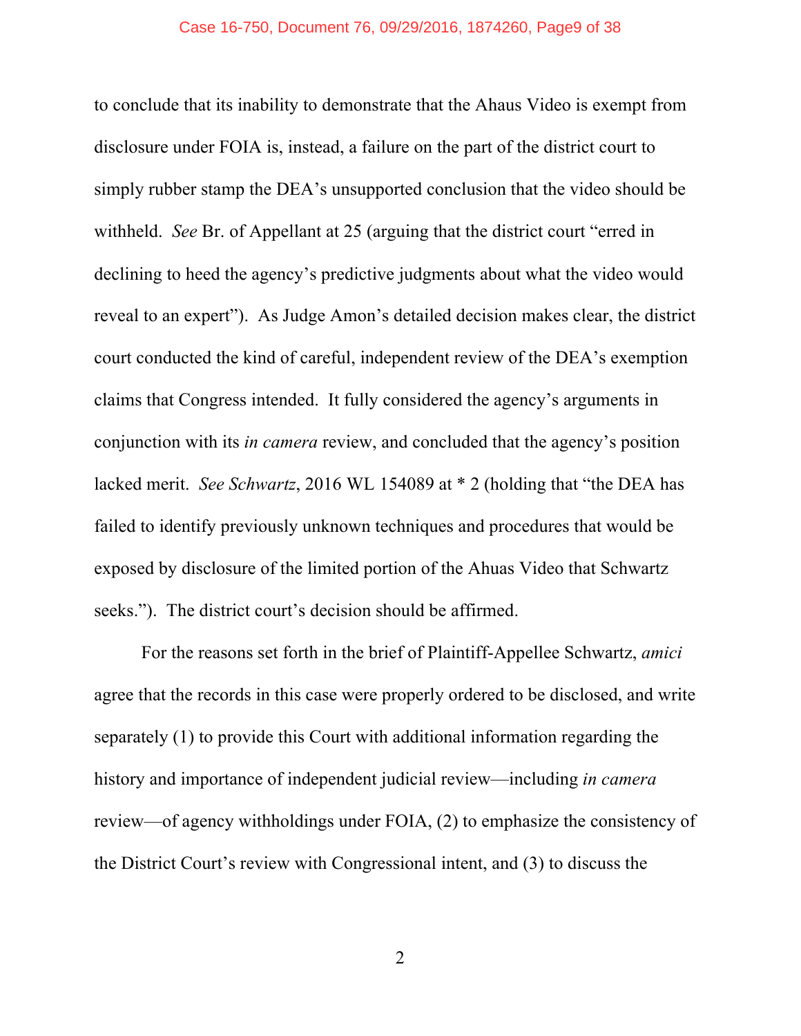to conclude that its inability to demonstrate that the Ahaus Video is exempt from disclosure under FOIA is, instead, a failure on the part of the district court to simply rubber stamp the DEA's unsupported conclusion that the video should be withheld. *See* Br. of Appellant at 25 (arguing that the district court "erred in declining to heed the agency's predictive judgments about what the video would reveal to an expert"). As Judge Amon's detailed decision makes clear, the district court conducted the kind of careful, independent review of the DEA's exemption claims that Congress intended. It fully considered the agency's arguments in conjunction with its *in camera* review, and concluded that the agency's position lacked merit. *See Schwartz*, 2016 WL 154089 at * 2 (holding that "the DEA has failed to identify previously unknown techniques and procedures that would be exposed by disclosure of the limited portion of the Ahuas Video that Schwartz seeks."). The district court's decision should be affirmed.

For the reasons set forth in the brief of Plaintiff-Appellee Schwartz, *amici* agree that the records in this case were properly ordered to be disclosed, and write separately (1) to provide this Court with additional information regarding the history and importance of independent judicial review—including *in camera* review—of agency withholdings under FOIA, (2) to emphasize the consistency of the District Court's review with Congressional intent, and (3) to discuss the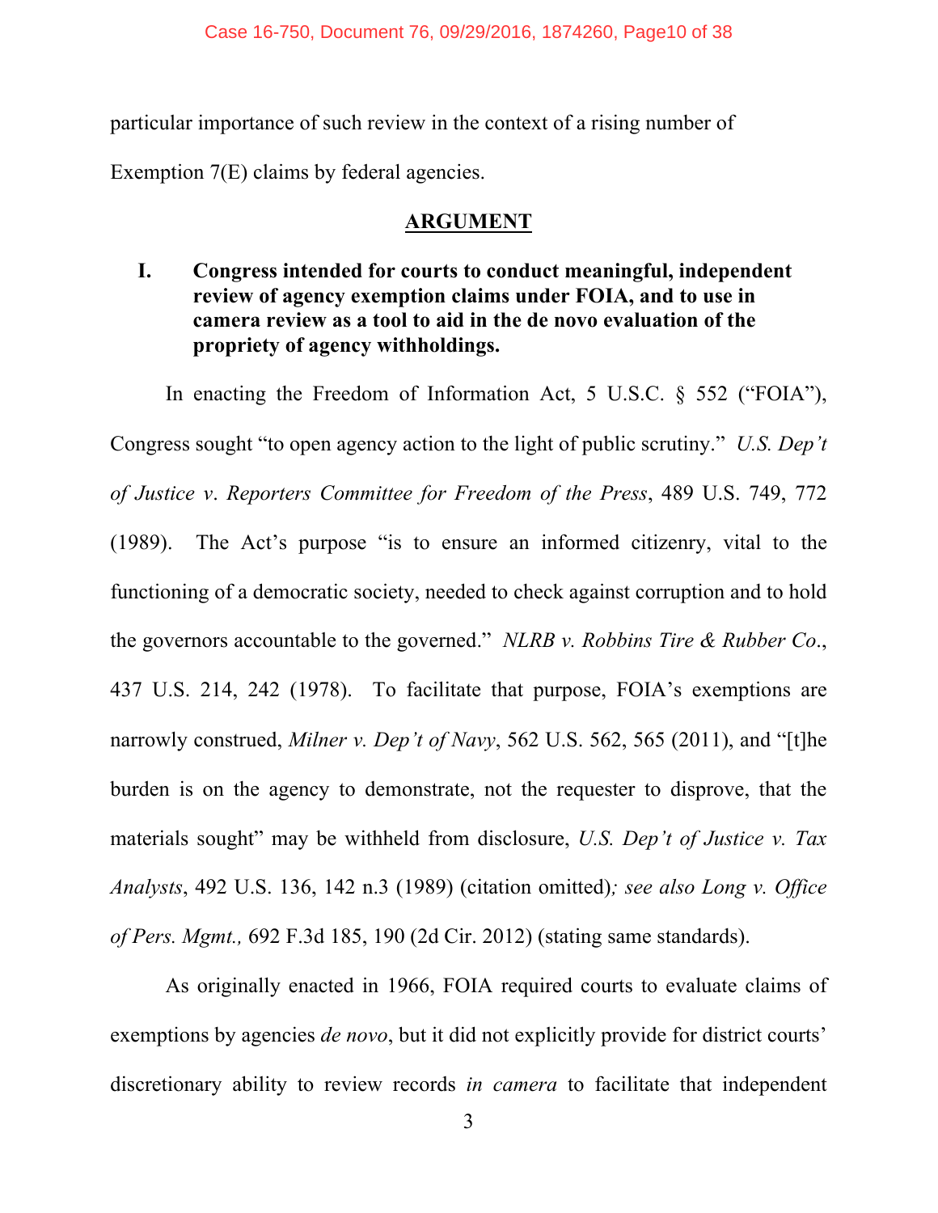particular importance of such review in the context of a rising number of Exemption 7(E) claims by federal agencies.

## ARGUMENT

### I. Congress intended for courts to conduct meaningful, independent review of agency exemption claims under FOIA, and to use in camera review as a tool to aid in the de novo evaluation of the propriety of agency withholdings.

In enacting the Freedom of Information Act, 5 U.S.C. § 552 ("FOIA"), Congress sought "to open agency action to the light of public scrutiny." *U.S. Dep't of Justice v. Reporters Committee for Freedom of the Press*, 489 U.S. 749, 772 (1989). The Act's purpose "is to ensure an informed citizenry, vital to the functioning of a democratic society, needed to check against corruption and to hold the governors accountable to the governed." *NLRB v. Robbins Tire & Rubber Co.*, 437 U.S. 214, 242 (1978). To facilitate that purpose, FOIA's exemptions are narrowly construed, *Milner v. Dep't of Navy*, 562 U.S. 562, 565 (2011), and "[t]he burden is on the agency to demonstrate, not the requester to disprove, that the materials sought" may be withheld from disclosure, *U.S. Dep't of Justice v. Tax Analysts*, 492 U.S. 136, 142 n.3 (1989) (citation omitted)*; see also Long v. Office of Pers. Mgmt.,* 692 F.3d 185, 190 (2d Cir. 2012) (stating same standards).

As originally enacted in 1966, FOIA required courts to evaluate claims of exemptions by agencies *de novo*, but it did not explicitly provide for district courts' discretionary ability to review records *in camera* to facilitate that independent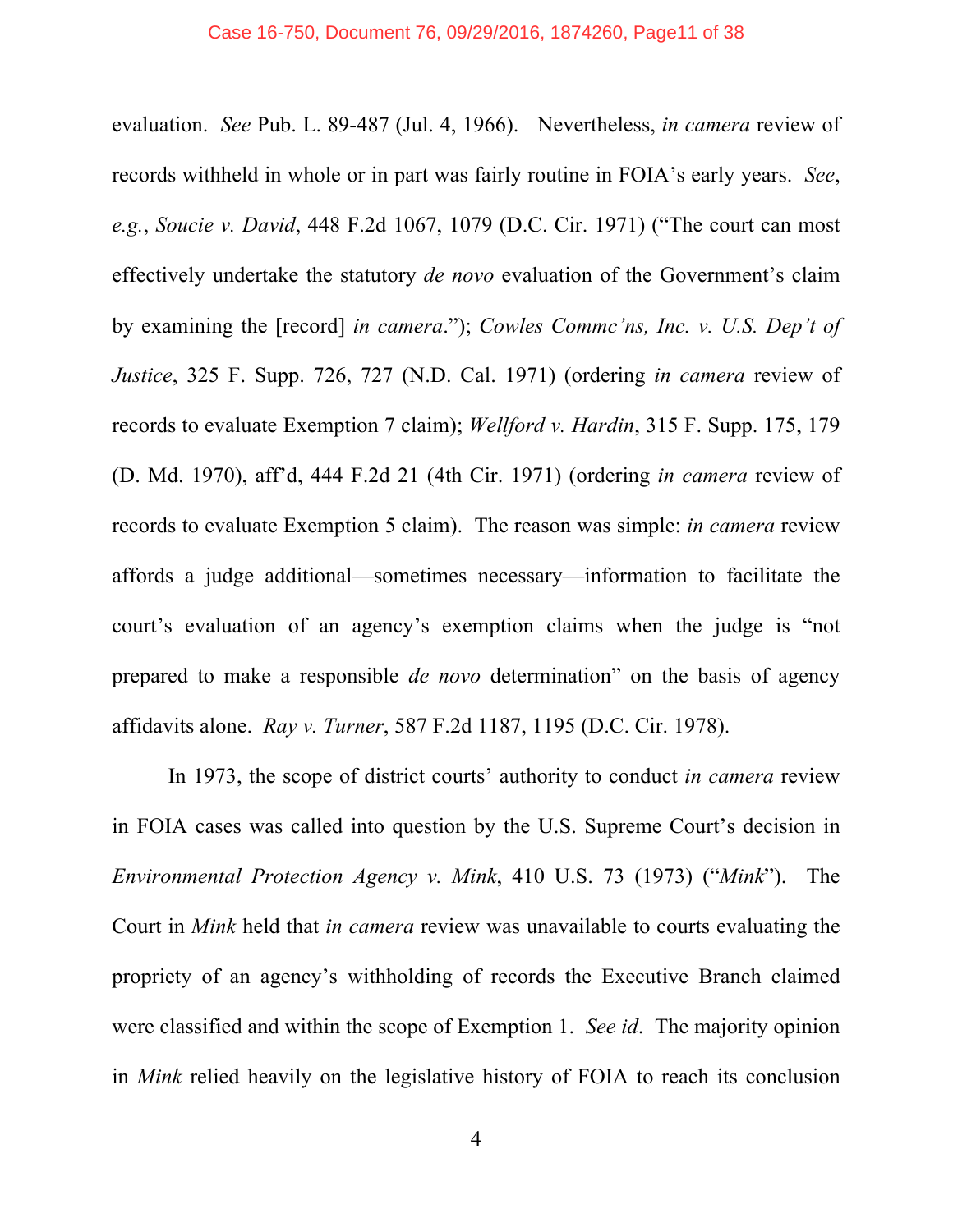evaluation. *See* Pub. L. 89-487 (Jul. 4, 1966). Nevertheless, *in camera* review of records withheld in whole or in part was fairly routine in FOIA's early years. *See*, *e.g.*, *Soucie v. David*, 448 F.2d 1067, 1079 (D.C. Cir. 1971) ("The court can most effectively undertake the statutory *de novo* evaluation of the Government's claim by examining the [record] *in camera*."); *Cowles Commc'ns, Inc. v. U.S. Dep't of Justice*, 325 F. Supp. 726, 727 (N.D. Cal. 1971) (ordering *in camera* review of records to evaluate Exemption 7 claim); *Wellford v. Hardin*, 315 F. Supp. 175, 179 (D. Md. 1970), aff'd, 444 F.2d 21 (4th Cir. 1971) (ordering *in camera* review of records to evaluate Exemption 5 claim). The reason was simple: *in camera* review affords a judge additional—sometimes necessary—information to facilitate the court's evaluation of an agency's exemption claims when the judge is "not prepared to make a responsible *de novo* determination" on the basis of agency affidavits alone. *Ray v. Turner*, 587 F.2d 1187, 1195 (D.C. Cir. 1978).

In 1973, the scope of district courts' authority to conduct *in camera* review in FOIA cases was called into question by the U.S. Supreme Court's decision in *Environmental Protection Agency v. Mink*, 410 U.S. 73 (1973) ("*Mink*"). The Court in *Mink* held that *in camera* review was unavailable to courts evaluating the propriety of an agency's withholding of records the Executive Branch claimed were classified and within the scope of Exemption 1. *See id*. The majority opinion in *Mink* relied heavily on the legislative history of FOIA to reach its conclusion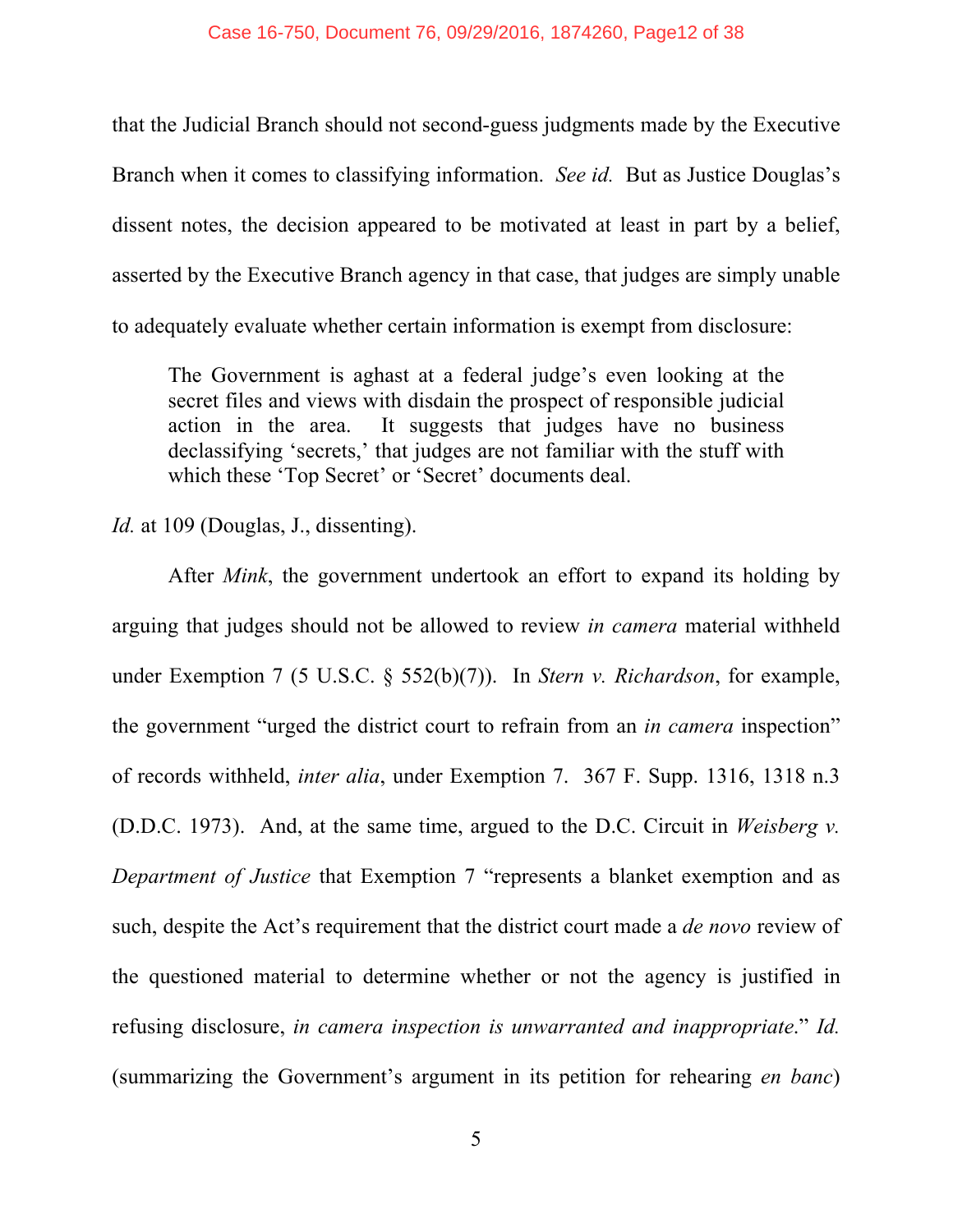that the Judicial Branch should not second-guess judgments made by the Executive Branch when it comes to classifying information. *See id.* But as Justice Douglas's dissent notes, the decision appeared to be motivated at least in part by a belief, asserted by the Executive Branch agency in that case, that judges are simply unable to adequately evaluate whether certain information is exempt from disclosure:

> The Government is aghast at a federal judge's even looking at the secret files and views with disdain the prospect of responsible judicial action in the area. It suggests that judges have no business declassifying 'secrets,' that judges are not familiar with the stuff with which these 'Top Secret' or 'Secret' documents deal.

*Id.* at 109 (Douglas, J., dissenting).

After *Mink*, the government undertook an effort to expand its holding by arguing that judges should not be allowed to review *in camera* material withheld under Exemption 7 (5 U.S.C. § 552(b)(7)). In *Stern v. Richardson*, for example, the government "urged the district court to refrain from an *in camera* inspection" of records withheld, *inter alia*, under Exemption 7. 367 F. Supp. 1316, 1318 n.3 (D.D.C. 1973). And, at the same time, argued to the D.C. Circuit in *Weisberg v. Department of Justice* that Exemption 7 "represents a blanket exemption and as such, despite the Act's requirement that the district court made a *de novo* review of the questioned material to determine whether or not the agency is justified in refusing disclosure, *in camera inspection is unwarranted and inappropriate*." *Id.* (summarizing the Government's argument in its petition for rehearing *en banc*)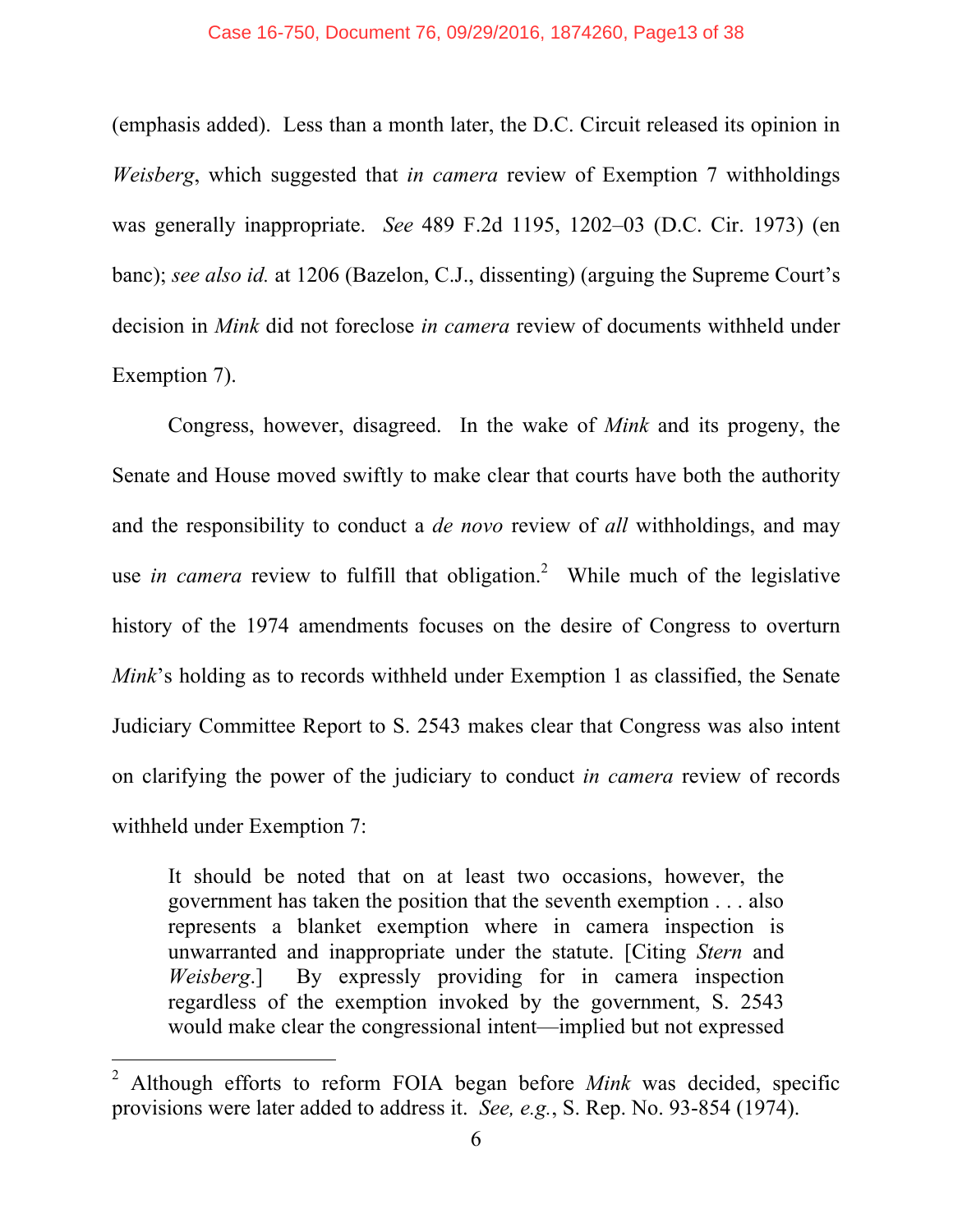(emphasis added). Less than a month later, the D.C. Circuit released its opinion in *Weisberg*, which suggested that *in camera* review of Exemption 7 withholdings was generally inappropriate. *See* 489 F.2d 1195, 1202–03 (D.C. Cir. 1973) (en banc); *see also id.* at 1206 (Bazelon, C.J., dissenting) (arguing the Supreme Court's decision in *Mink* did not foreclose *in camera* review of documents withheld under Exemption 7).

Congress, however, disagreed. In the wake of *Mink* and its progeny, the Senate and House moved swiftly to make clear that courts have both the authority and the responsibility to conduct a *de novo* review of *all* withholdings, and may use *in camera* review to fulfill that obligation.[2] While much of the legislative history of the 1974 amendments focuses on the desire of Congress to overturn *Mink*'s holding as to records withheld under Exemption 1 as classified, the Senate Judiciary Committee Report to S. 2543 makes clear that Congress was also intent on clarifying the power of the judiciary to conduct *in camera* review of records withheld under Exemption 7:

> It should be noted that on at least two occasions, however, the government has taken the position that the seventh exemption . . . also represents a blanket exemption where in camera inspection is unwarranted and inappropriate under the statute. [Citing *Stern* and *Weisberg*.] By expressly providing for in camera inspection regardless of the exemption invoked by the government, S. 2543 would make clear the congressional intent—implied but not expressed

---

[2] Although efforts to reform FOIA began before *Mink* was decided, specific provisions were later added to address it. *See, e.g.*, S. Rep. No. 93-854 (1974).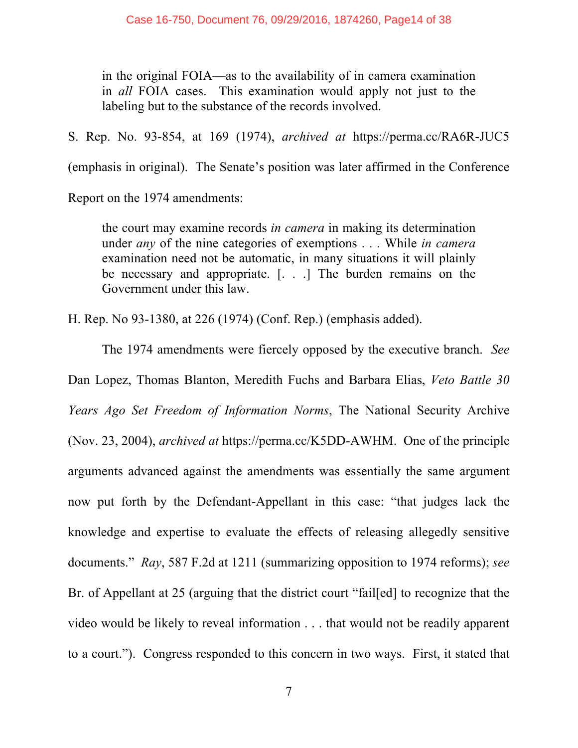> in the original FOIA—as to the availability of in camera examination in *all* FOIA cases. This examination would apply not just to the labeling but to the substance of the records involved.

S. Rep. No. 93-854, at 169 (1974), *archived at* https://perma.cc/RA6R-JUC5 (emphasis in original). The Senate's position was later affirmed in the Conference Report on the 1974 amendments:

> the court may examine records *in camera* in making its determination under *any* of the nine categories of exemptions . . . While *in camera* examination need not be automatic, in many situations it will plainly be necessary and appropriate. [. . .] The burden remains on the Government under this law.

H. Rep. No 93-1380, at 226 (1974) (Conf. Rep.) (emphasis added).

The 1974 amendments were fiercely opposed by the executive branch. *See* Dan Lopez, Thomas Blanton, Meredith Fuchs and Barbara Elias, *Veto Battle 30 Years Ago Set Freedom of Information Norms*, The National Security Archive (Nov. 23, 2004), *archived at* https://perma.cc/K5DD-AWHM. One of the principle arguments advanced against the amendments was essentially the same argument now put forth by the Defendant-Appellant in this case: "that judges lack the knowledge and expertise to evaluate the effects of releasing allegedly sensitive documents." *Ray*, 587 F.2d at 1211 (summarizing opposition to 1974 reforms); *see* Br. of Appellant at 25 (arguing that the district court "fail[ed] to recognize that the video would be likely to reveal information . . . that would not be readily apparent to a court."). Congress responded to this concern in two ways. First, it stated that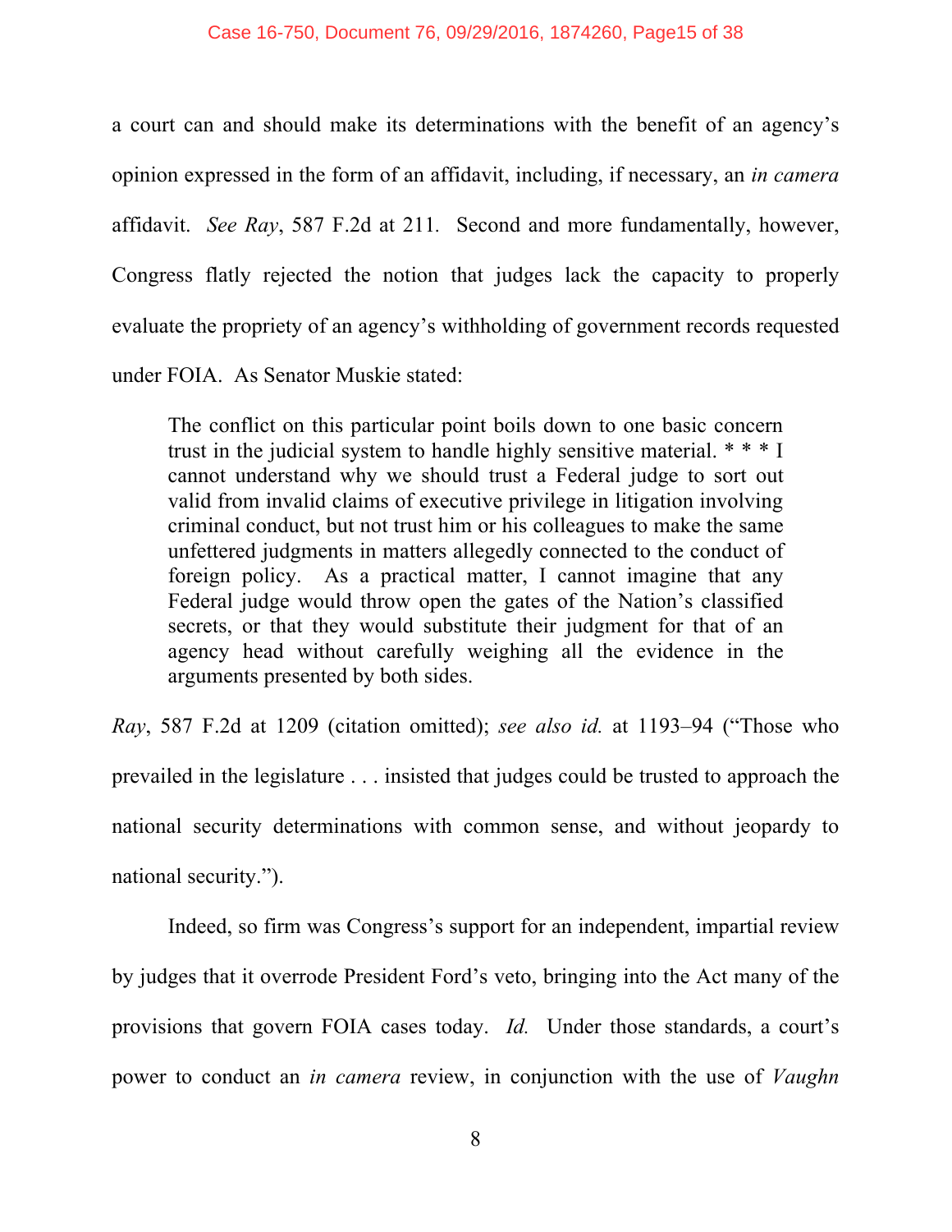a court can and should make its determinations with the benefit of an agency's opinion expressed in the form of an affidavit, including, if necessary, an *in camera* affidavit. *See Ray*, 587 F.2d at 211. Second and more fundamentally, however, Congress flatly rejected the notion that judges lack the capacity to properly evaluate the propriety of an agency's withholding of government records requested under FOIA. As Senator Muskie stated:

> The conflict on this particular point boils down to one basic concern trust in the judicial system to handle highly sensitive material. * * * I cannot understand why we should trust a Federal judge to sort out valid from invalid claims of executive privilege in litigation involving criminal conduct, but not trust him or his colleagues to make the same unfettered judgments in matters allegedly connected to the conduct of foreign policy. As a practical matter, I cannot imagine that any Federal judge would throw open the gates of the Nation's classified secrets, or that they would substitute their judgment for that of an agency head without carefully weighing all the evidence in the arguments presented by both sides.

*Ray*, 587 F.2d at 1209 (citation omitted); *see also id.* at 1193–94 ("Those who prevailed in the legislature . . . insisted that judges could be trusted to approach the national security determinations with common sense, and without jeopardy to national security.").

Indeed, so firm was Congress's support for an independent, impartial review by judges that it overrode President Ford's veto, bringing into the Act many of the provisions that govern FOIA cases today. *Id.* Under those standards, a court's power to conduct an *in camera* review, in conjunction with the use of *Vaughn*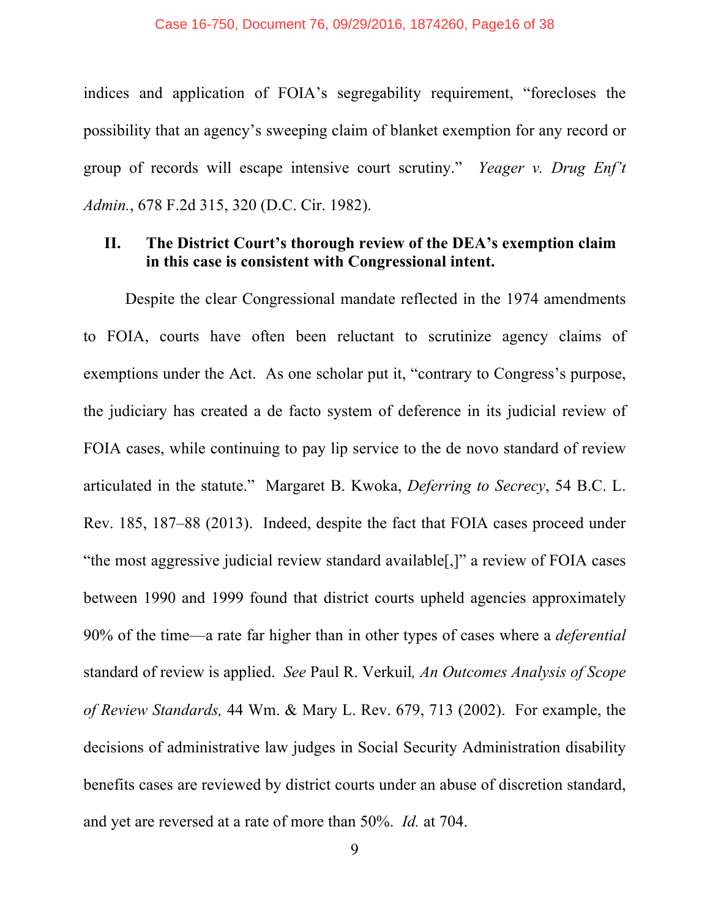indices and application of FOIA's segregability requirement, "forecloses the possibility that an agency's sweeping claim of blanket exemption for any record or group of records will escape intensive court scrutiny." *Yeager v. Drug Enf't Admin.*, 678 F.2d 315, 320 (D.C. Cir. 1982).

## II. The District Court's thorough review of the DEA's exemption claim in this case is consistent with Congressional intent.

Despite the clear Congressional mandate reflected in the 1974 amendments to FOIA, courts have often been reluctant to scrutinize agency claims of exemptions under the Act. As one scholar put it, "contrary to Congress's purpose, the judiciary has created a de facto system of deference in its judicial review of FOIA cases, while continuing to pay lip service to the de novo standard of review articulated in the statute." Margaret B. Kwoka, *Deferring to Secrecy*, 54 B.C. L. Rev. 185, 187–88 (2013). Indeed, despite the fact that FOIA cases proceed under "the most aggressive judicial review standard available[,]" a review of FOIA cases between 1990 and 1999 found that district courts upheld agencies approximately 90% of the time—a rate far higher than in other types of cases where a *deferential* standard of review is applied. *See* Paul R. Verkuil*, An Outcomes Analysis of Scope of Review Standards,* 44 Wm. & Mary L. Rev. 679, 713 (2002). For example, the decisions of administrative law judges in Social Security Administration disability benefits cases are reviewed by district courts under an abuse of discretion standard, and yet are reversed at a rate of more than 50%. *Id.* at 704.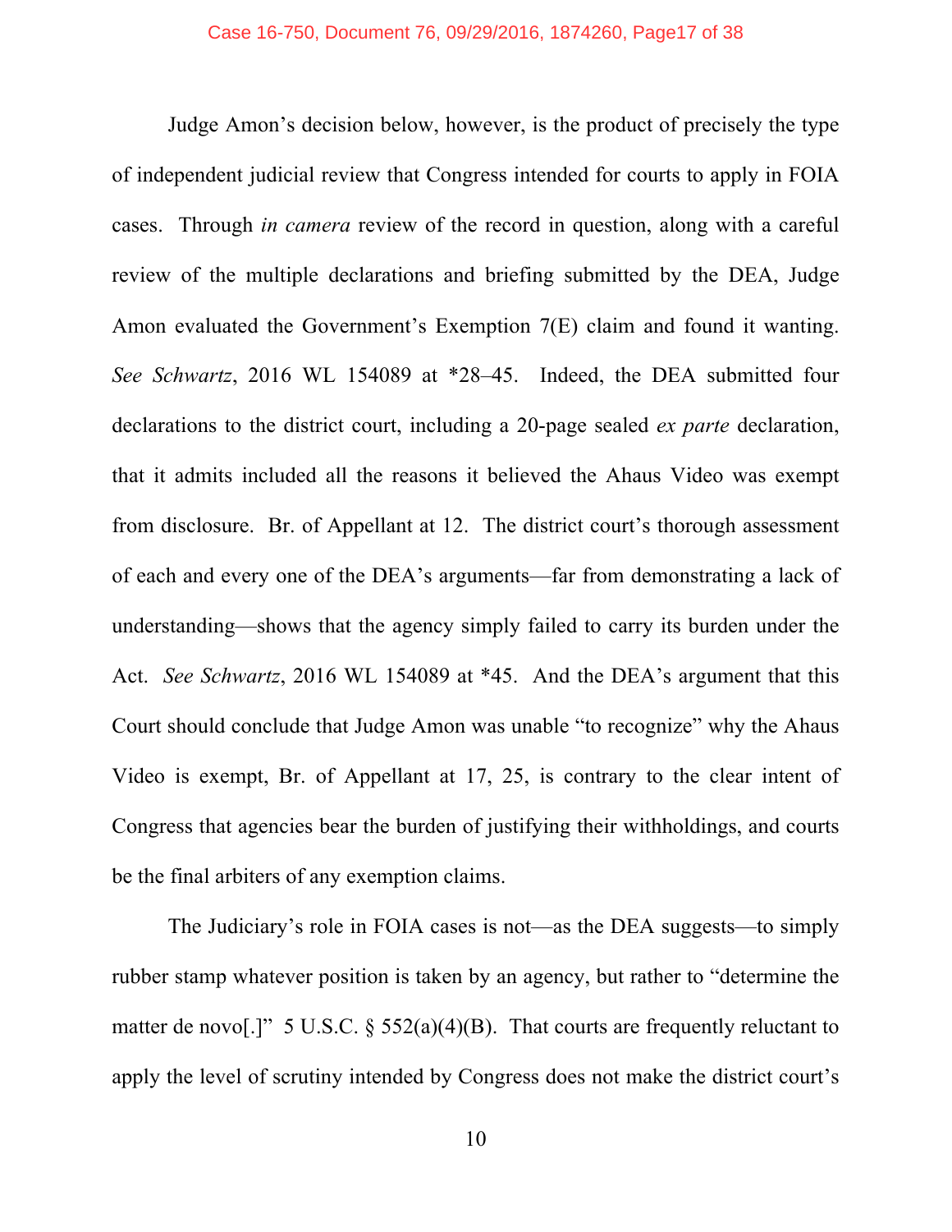Judge Amon's decision below, however, is the product of precisely the type of independent judicial review that Congress intended for courts to apply in FOIA cases. Through *in camera* review of the record in question, along with a careful review of the multiple declarations and briefing submitted by the DEA, Judge Amon evaluated the Government's Exemption 7(E) claim and found it wanting. *See Schwartz*, 2016 WL 154089 at *28–45. Indeed, the DEA submitted four declarations to the district court, including a 20-page sealed *ex parte* declaration, that it admits included all the reasons it believed the Ahaus Video was exempt from disclosure. Br. of Appellant at 12. The district court's thorough assessment of each and every one of the DEA's arguments—far from demonstrating a lack of understanding—shows that the agency simply failed to carry its burden under the Act. *See Schwartz*, 2016 WL 154089 at *45. And the DEA's argument that this Court should conclude that Judge Amon was unable "to recognize" why the Ahaus Video is exempt, Br. of Appellant at 17, 25, is contrary to the clear intent of Congress that agencies bear the burden of justifying their withholdings, and courts be the final arbiters of any exemption claims.

The Judiciary's role in FOIA cases is not—as the DEA suggests—to simply rubber stamp whatever position is taken by an agency, but rather to "determine the matter de novo[.]" 5 U.S.C. § 552(a)(4)(B). That courts are frequently reluctant to apply the level of scrutiny intended by Congress does not make the district court's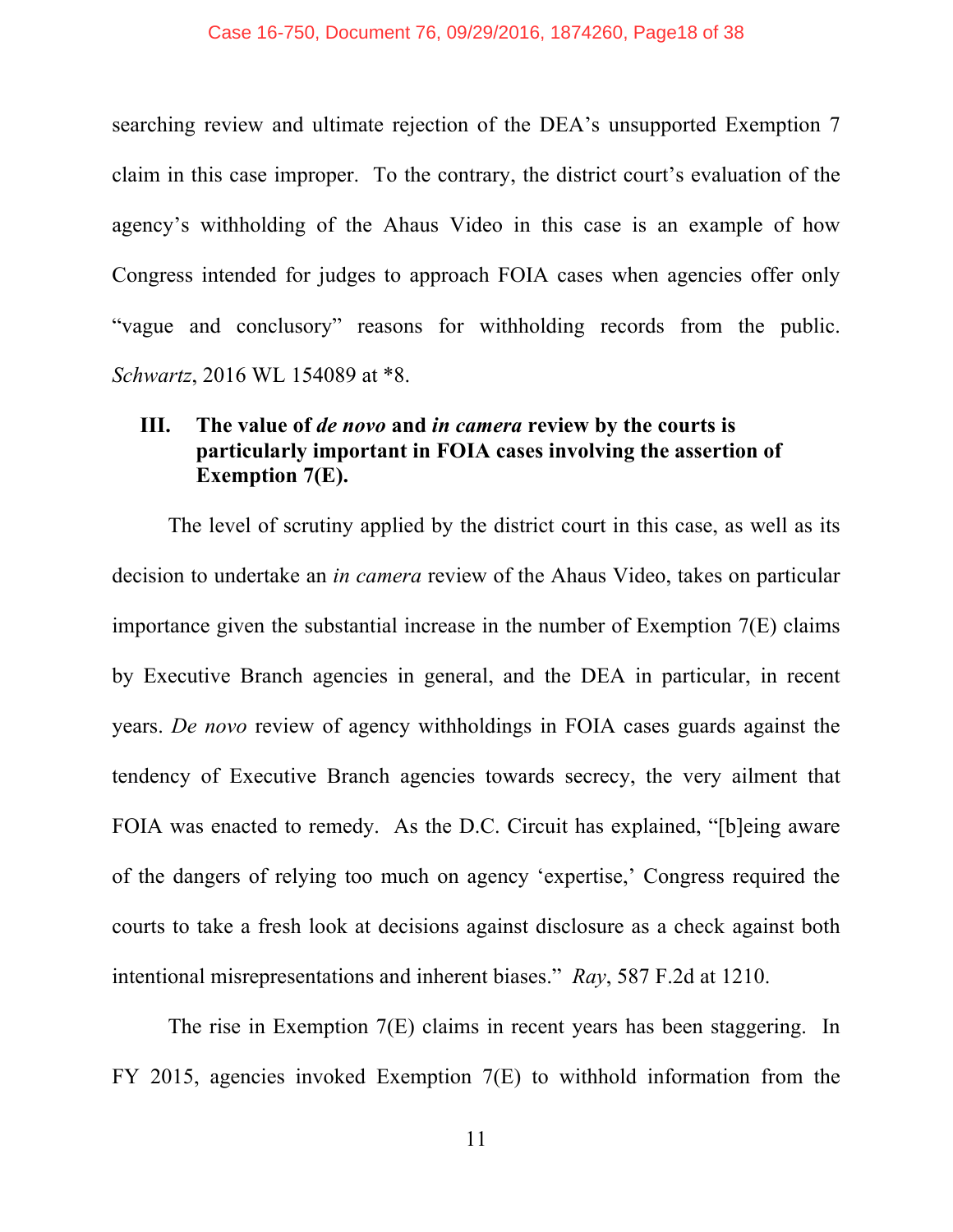searching review and ultimate rejection of the DEA's unsupported Exemption 7 claim in this case improper. To the contrary, the district court's evaluation of the agency's withholding of the Ahaus Video in this case is an example of how Congress intended for judges to approach FOIA cases when agencies offer only "vague and conclusory" reasons for withholding records from the public. *Schwartz*, 2016 WL 154089 at *8.

### III. The value of *de novo* and *in camera* review by the courts is particularly important in FOIA cases involving the assertion of Exemption 7(E).

The level of scrutiny applied by the district court in this case, as well as its decision to undertake an *in camera* review of the Ahaus Video, takes on particular importance given the substantial increase in the number of Exemption 7(E) claims by Executive Branch agencies in general, and the DEA in particular, in recent years. *De novo* review of agency withholdings in FOIA cases guards against the tendency of Executive Branch agencies towards secrecy, the very ailment that FOIA was enacted to remedy. As the D.C. Circuit has explained, "[b]eing aware of the dangers of relying too much on agency 'expertise,' Congress required the courts to take a fresh look at decisions against disclosure as a check against both intentional misrepresentations and inherent biases." *Ray*, 587 F.2d at 1210.

The rise in Exemption 7(E) claims in recent years has been staggering. In FY 2015, agencies invoked Exemption 7(E) to withhold information from the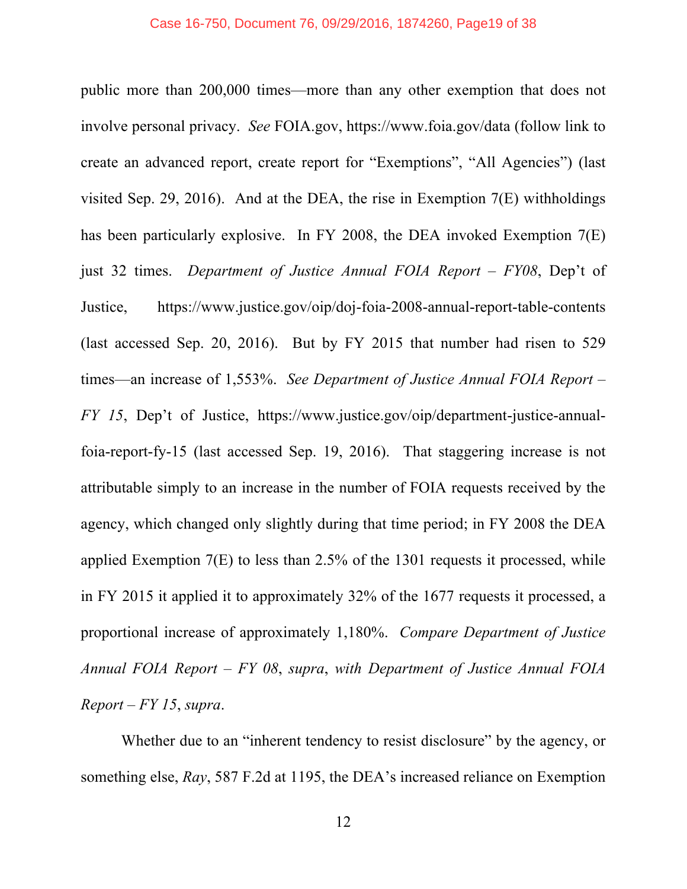public more than 200,000 times—more than any other exemption that does not involve personal privacy. *See* FOIA.gov, https://www.foia.gov/data (follow link to create an advanced report, create report for "Exemptions", "All Agencies") (last visited Sep. 29, 2016). And at the DEA, the rise in Exemption 7(E) withholdings has been particularly explosive. In FY 2008, the DEA invoked Exemption 7(E) just 32 times. *Department of Justice Annual FOIA Report – FY08*, Dep't of Justice, https://www.justice.gov/oip/doj-foia-2008-annual-report-table-contents (last accessed Sep. 20, 2016). But by FY 2015 that number had risen to 529 times—an increase of 1,553%. *See Department of Justice Annual FOIA Report – FY 15*, Dep't of Justice, https://www.justice.gov/oip/department-justice-annual-foia-report-fy-15 (last accessed Sep. 19, 2016). That staggering increase is not attributable simply to an increase in the number of FOIA requests received by the agency, which changed only slightly during that time period; in FY 2008 the DEA applied Exemption 7(E) to less than 2.5% of the 1301 requests it processed, while in FY 2015 it applied it to approximately 32% of the 1677 requests it processed, a proportional increase of approximately 1,180%. *Compare Department of Justice Annual FOIA Report – FY 08*, *supra*, *with Department of Justice Annual FOIA Report – FY 15*, *supra*.

Whether due to an "inherent tendency to resist disclosure" by the agency, or something else, *Ray*, 587 F.2d at 1195, the DEA's increased reliance on Exemption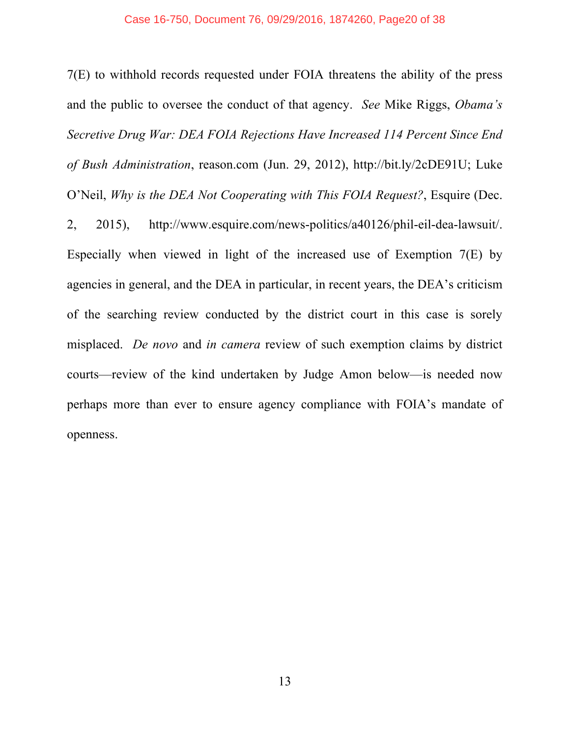7(E) to withhold records requested under FOIA threatens the ability of the press and the public to oversee the conduct of that agency. *See* Mike Riggs, *Obama's Secretive Drug War: DEA FOIA Rejections Have Increased 114 Percent Since End of Bush Administration*, reason.com (Jun. 29, 2012), http://bit.ly/2cDE91U; Luke O'Neil, *Why is the DEA Not Cooperating with This FOIA Request?*, Esquire (Dec. 2, 2015), http://www.esquire.com/news-politics/a40126/phil-eil-dea-lawsuit/. Especially when viewed in light of the increased use of Exemption 7(E) by agencies in general, and the DEA in particular, in recent years, the DEA's criticism of the searching review conducted by the district court in this case is sorely misplaced. *De novo* and *in camera* review of such exemption claims by district courts—review of the kind undertaken by Judge Amon below—is needed now perhaps more than ever to ensure agency compliance with FOIA's mandate of openness.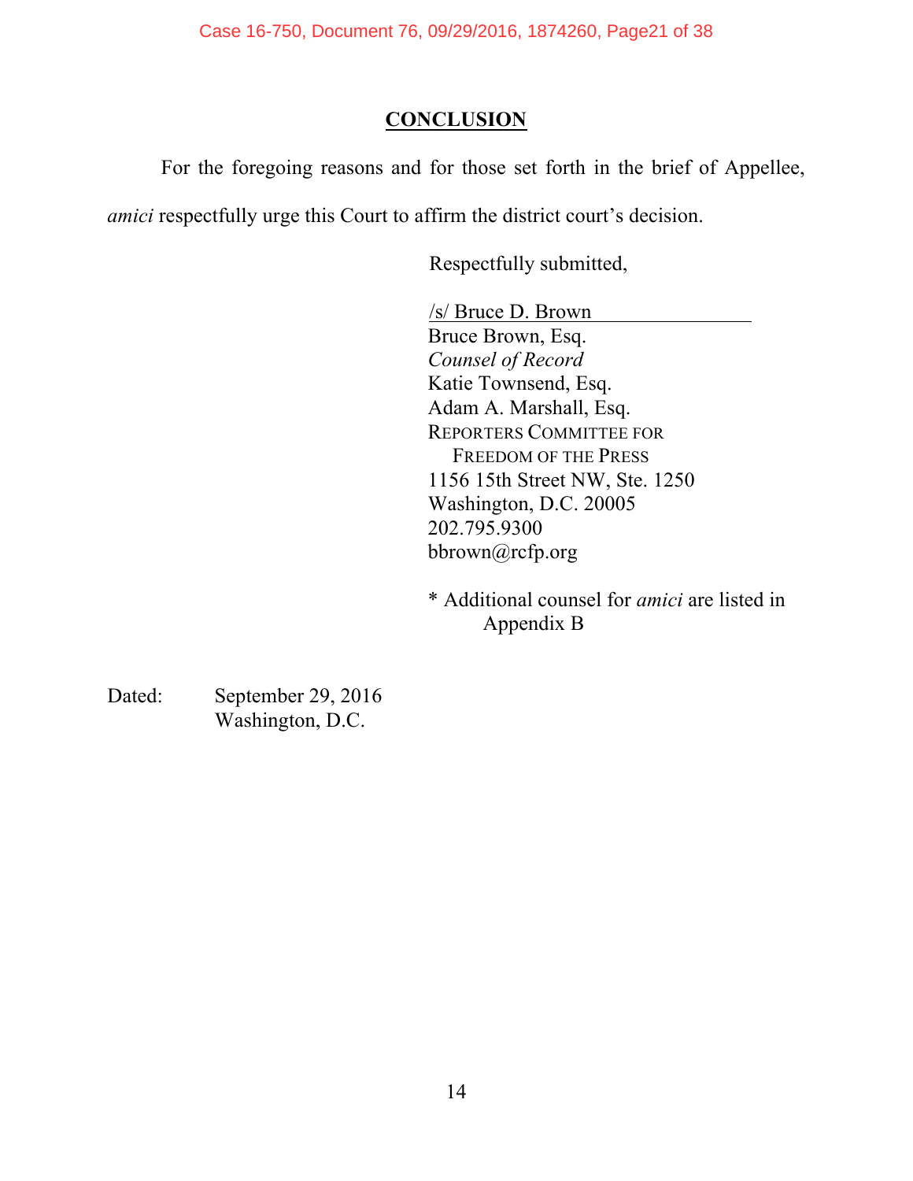## CONCLUSION

For the foregoing reasons and for those set forth in the brief of Appellee, *amici* respectfully urge this Court to affirm the district court's decision.

Respectfully submitted,

/s/ Bruce D. Brown
Bruce Brown, Esq.
*Counsel of Record*
Katie Townsend, Esq.
Adam A. Marshall, Esq.
REPORTERS COMMITTEE FOR
FREEDOM OF THE PRESS
1156 15th Street NW, Ste. 1250
Washington, D.C. 20005
202.795.9300
bbrown@rcfp.org

* Additional counsel for *amici* are listed in Appendix B

Dated: September 29, 2016
Washington, D.C.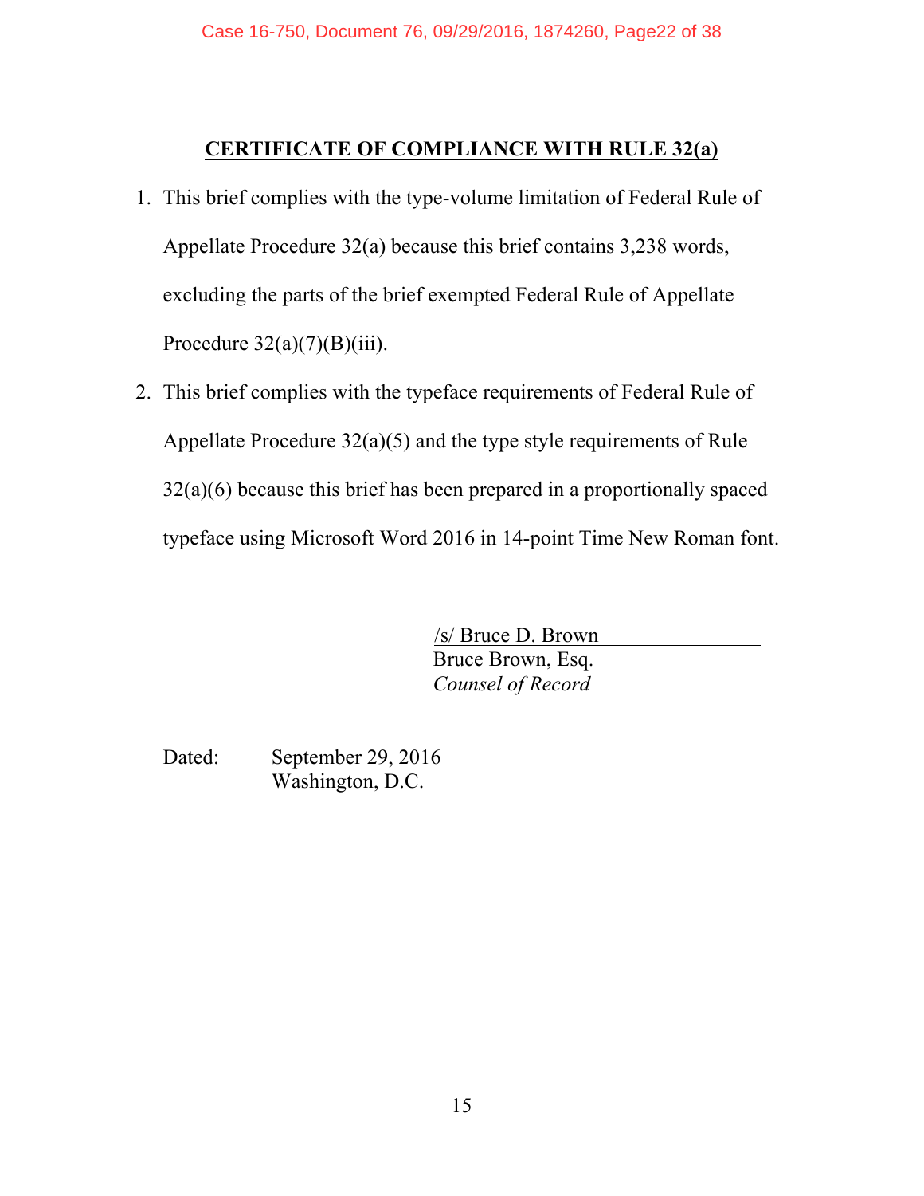## CERTIFICATE OF COMPLIANCE WITH RULE 32(a)

1. This brief complies with the type-volume limitation of Federal Rule of Appellate Procedure 32(a) because this brief contains 3,238 words, excluding the parts of the brief exempted Federal Rule of Appellate Procedure 32(a)(7)(B)(iii).

2. This brief complies with the typeface requirements of Federal Rule of Appellate Procedure 32(a)(5) and the type style requirements of Rule 32(a)(6) because this brief has been prepared in a proportionally spaced typeface using Microsoft Word 2016 in 14-point Time New Roman font.

/s/ Bruce D. Brown
Bruce Brown, Esq.
*Counsel of Record*

Dated: September 29, 2016
Washington, D.C.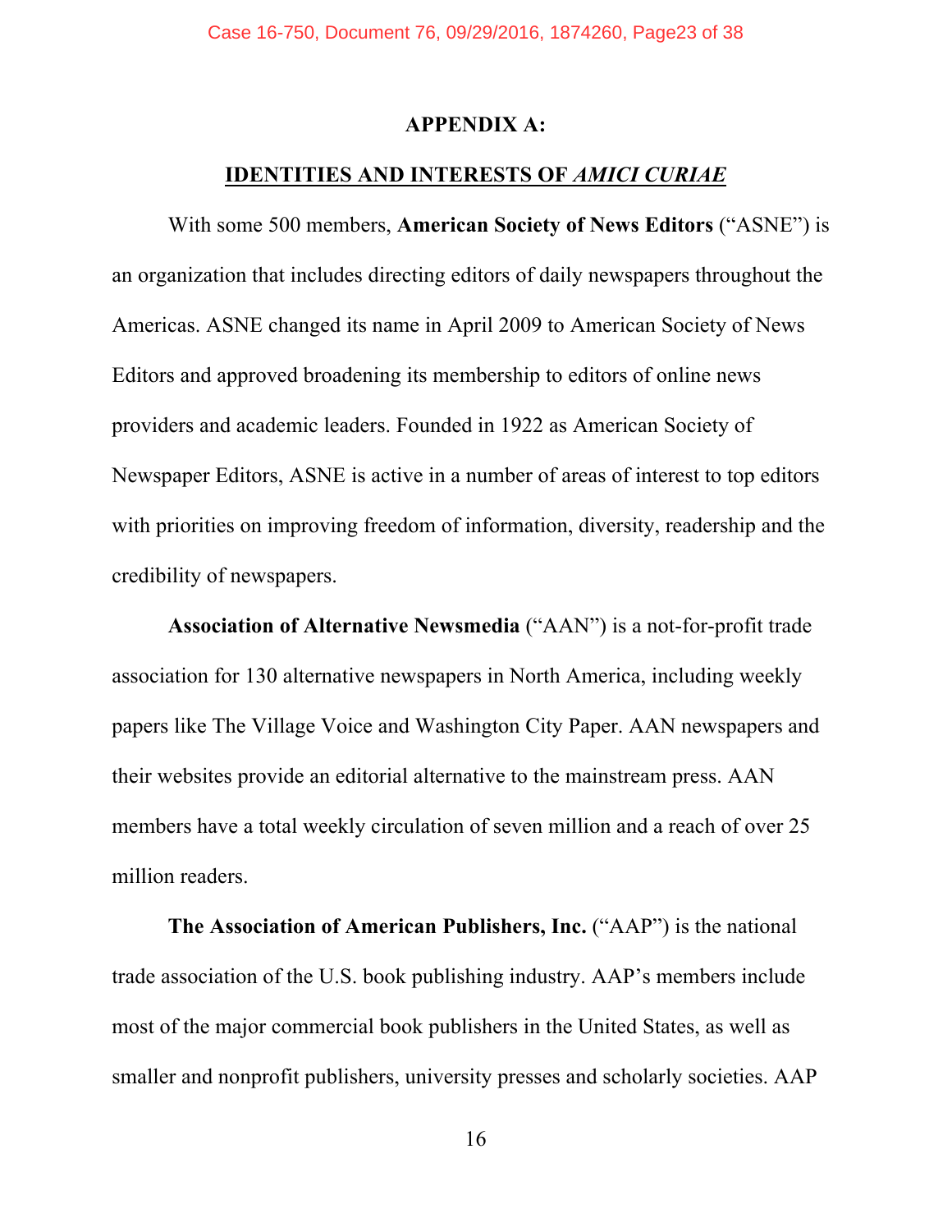**APPENDIX A:**

**IDENTITIES AND INTERESTS OF *AMICI CURIAE***

With some 500 members, **American Society of News Editors** ("ASNE") is an organization that includes directing editors of daily newspapers throughout the Americas. ASNE changed its name in April 2009 to American Society of News Editors and approved broadening its membership to editors of online news providers and academic leaders. Founded in 1922 as American Society of Newspaper Editors, ASNE is active in a number of areas of interest to top editors with priorities on improving freedom of information, diversity, readership and the credibility of newspapers.

**Association of Alternative Newsmedia** ("AAN") is a not-for-profit trade association for 130 alternative newspapers in North America, including weekly papers like The Village Voice and Washington City Paper. AAN newspapers and their websites provide an editorial alternative to the mainstream press. AAN members have a total weekly circulation of seven million and a reach of over 25 million readers.

**The Association of American Publishers, Inc.** ("AAP") is the national trade association of the U.S. book publishing industry. AAP's members include most of the major commercial book publishers in the United States, as well as smaller and nonprofit publishers, university presses and scholarly societies. AAP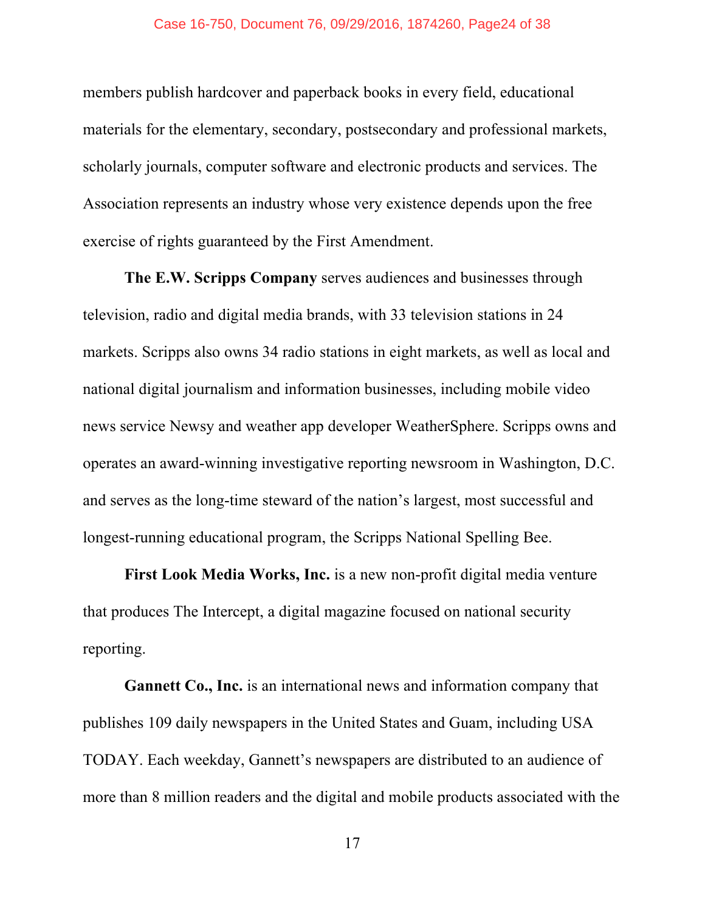members publish hardcover and paperback books in every field, educational materials for the elementary, secondary, postsecondary and professional markets, scholarly journals, computer software and electronic products and services. The Association represents an industry whose very existence depends upon the free exercise of rights guaranteed by the First Amendment.

**The E.W. Scripps Company** serves audiences and businesses through television, radio and digital media brands, with 33 television stations in 24 markets. Scripps also owns 34 radio stations in eight markets, as well as local and national digital journalism and information businesses, including mobile video news service Newsy and weather app developer WeatherSphere. Scripps owns and operates an award-winning investigative reporting newsroom in Washington, D.C. and serves as the long-time steward of the nation's largest, most successful and longest-running educational program, the Scripps National Spelling Bee.

**First Look Media Works, Inc.** is a new non-profit digital media venture that produces The Intercept, a digital magazine focused on national security reporting.

**Gannett Co., Inc.** is an international news and information company that publishes 109 daily newspapers in the United States and Guam, including USA TODAY. Each weekday, Gannett's newspapers are distributed to an audience of more than 8 million readers and the digital and mobile products associated with the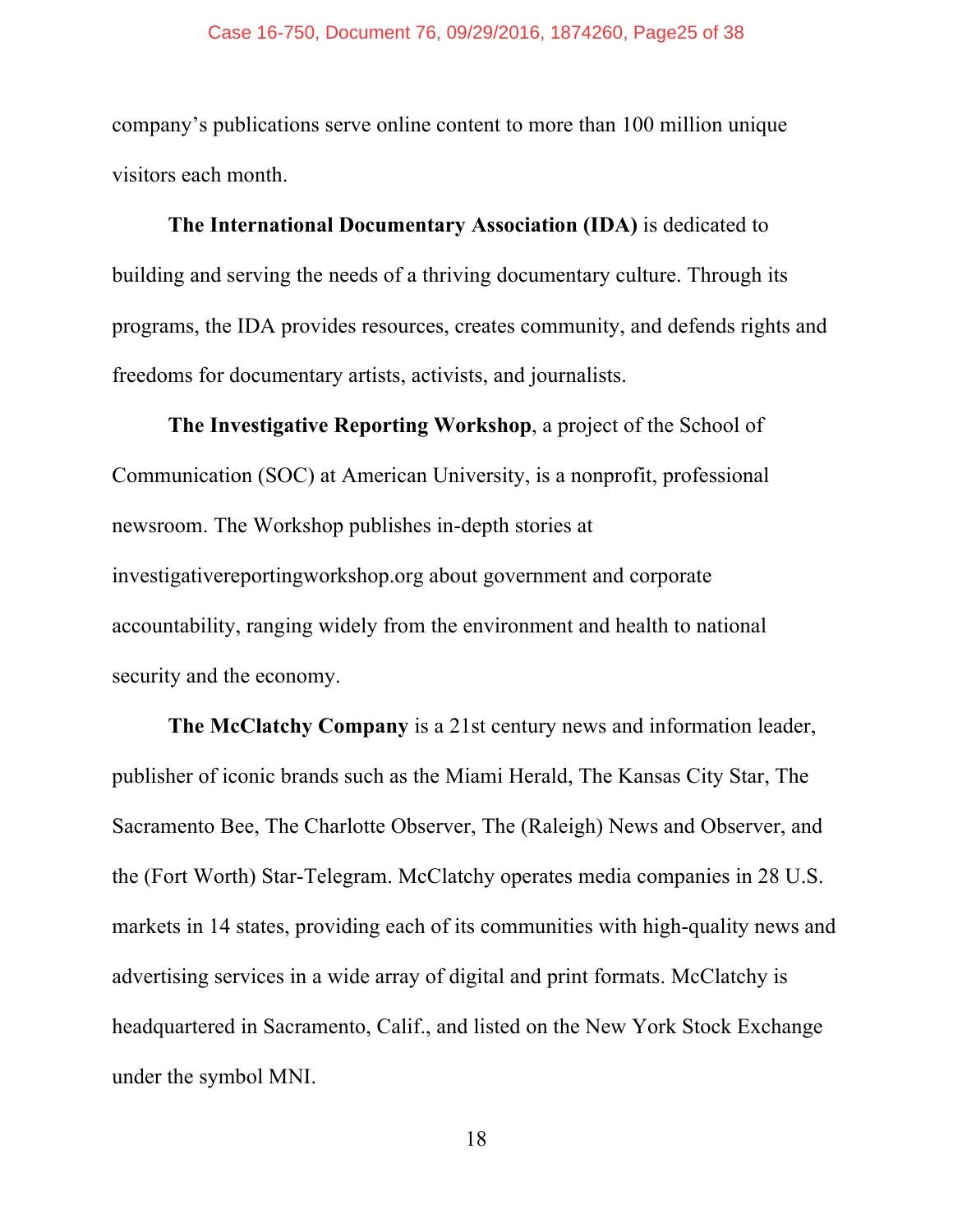company's publications serve online content to more than 100 million unique visitors each month.

**The International Documentary Association (IDA)** is dedicated to building and serving the needs of a thriving documentary culture. Through its programs, the IDA provides resources, creates community, and defends rights and freedoms for documentary artists, activists, and journalists.

**The Investigative Reporting Workshop**, a project of the School of Communication (SOC) at American University, is a nonprofit, professional newsroom. The Workshop publishes in-depth stories at investigativereportingworkshop.org about government and corporate accountability, ranging widely from the environment and health to national security and the economy.

**The McClatchy Company** is a 21st century news and information leader, publisher of iconic brands such as the Miami Herald, The Kansas City Star, The Sacramento Bee, The Charlotte Observer, The (Raleigh) News and Observer, and the (Fort Worth) Star-Telegram. McClatchy operates media companies in 28 U.S. markets in 14 states, providing each of its communities with high-quality news and advertising services in a wide array of digital and print formats. McClatchy is headquartered in Sacramento, Calif., and listed on the New York Stock Exchange under the symbol MNI.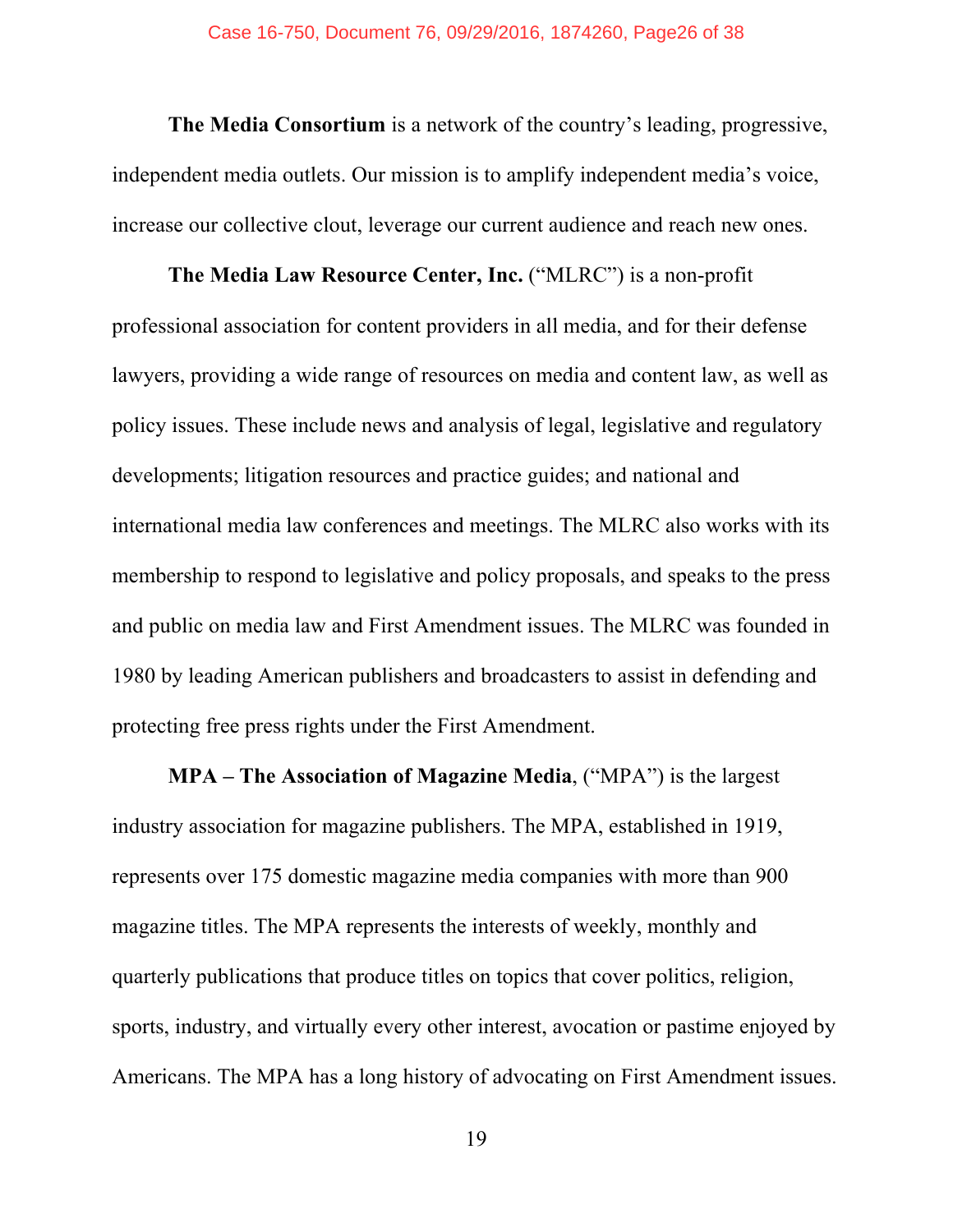**The Media Consortium** is a network of the country's leading, progressive, independent media outlets. Our mission is to amplify independent media's voice, increase our collective clout, leverage our current audience and reach new ones.

**The Media Law Resource Center, Inc.** ("MLRC") is a non-profit professional association for content providers in all media, and for their defense lawyers, providing a wide range of resources on media and content law, as well as policy issues. These include news and analysis of legal, legislative and regulatory developments; litigation resources and practice guides; and national and international media law conferences and meetings. The MLRC also works with its membership to respond to legislative and policy proposals, and speaks to the press and public on media law and First Amendment issues. The MLRC was founded in 1980 by leading American publishers and broadcasters to assist in defending and protecting free press rights under the First Amendment.

**MPA – The Association of Magazine Media**, ("MPA") is the largest industry association for magazine publishers. The MPA, established in 1919, represents over 175 domestic magazine media companies with more than 900 magazine titles. The MPA represents the interests of weekly, monthly and quarterly publications that produce titles on topics that cover politics, religion, sports, industry, and virtually every other interest, avocation or pastime enjoyed by Americans. The MPA has a long history of advocating on First Amendment issues.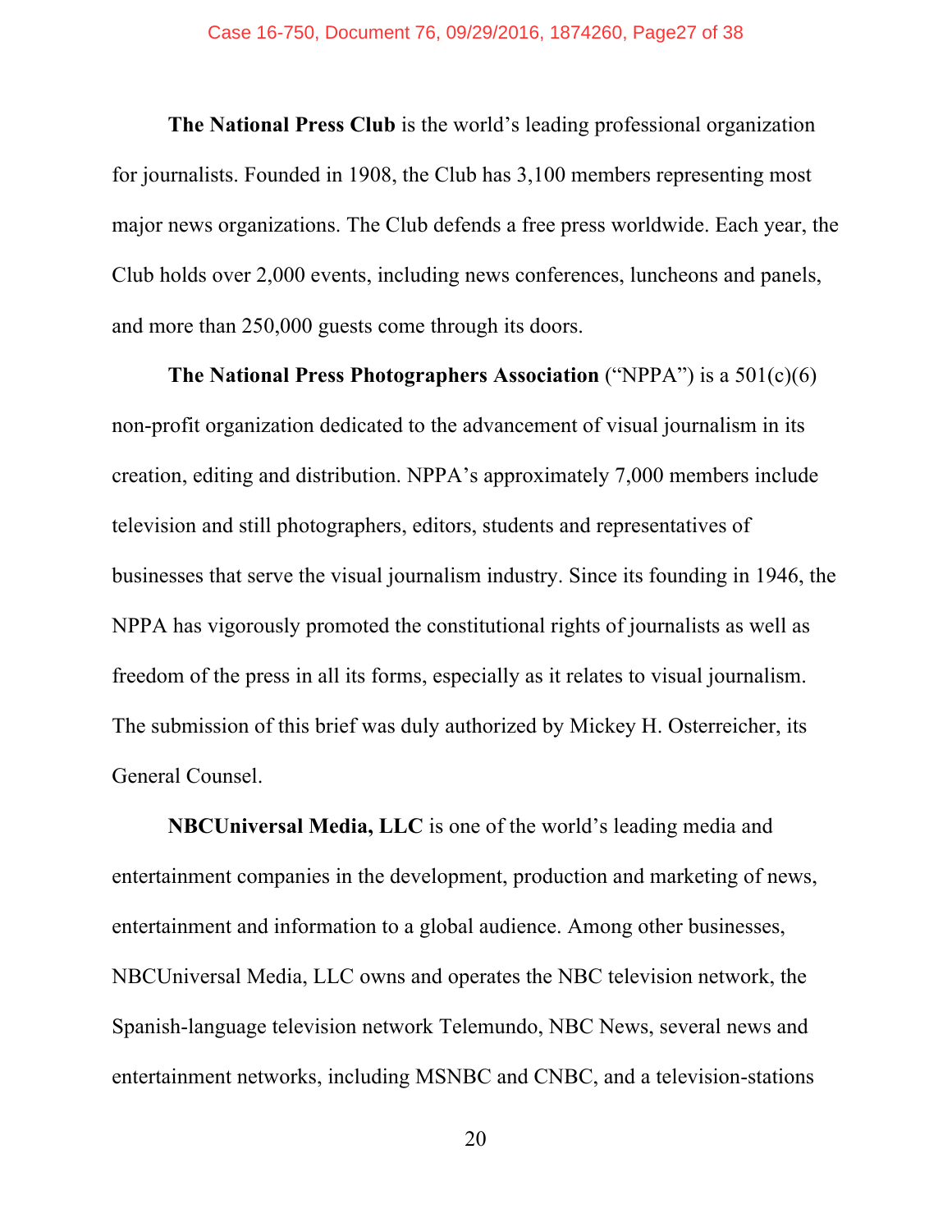**The National Press Club** is the world's leading professional organization for journalists. Founded in 1908, the Club has 3,100 members representing most major news organizations. The Club defends a free press worldwide. Each year, the Club holds over 2,000 events, including news conferences, luncheons and panels, and more than 250,000 guests come through its doors.

**The National Press Photographers Association** ("NPPA") is a 501(c)(6) non-profit organization dedicated to the advancement of visual journalism in its creation, editing and distribution. NPPA's approximately 7,000 members include television and still photographers, editors, students and representatives of businesses that serve the visual journalism industry. Since its founding in 1946, the NPPA has vigorously promoted the constitutional rights of journalists as well as freedom of the press in all its forms, especially as it relates to visual journalism. The submission of this brief was duly authorized by Mickey H. Osterreicher, its General Counsel.

**NBCUniversal Media, LLC** is one of the world's leading media and entertainment companies in the development, production and marketing of news, entertainment and information to a global audience. Among other businesses, NBCUniversal Media, LLC owns and operates the NBC television network, the Spanish-language television network Telemundo, NBC News, several news and entertainment networks, including MSNBC and CNBC, and a television-stations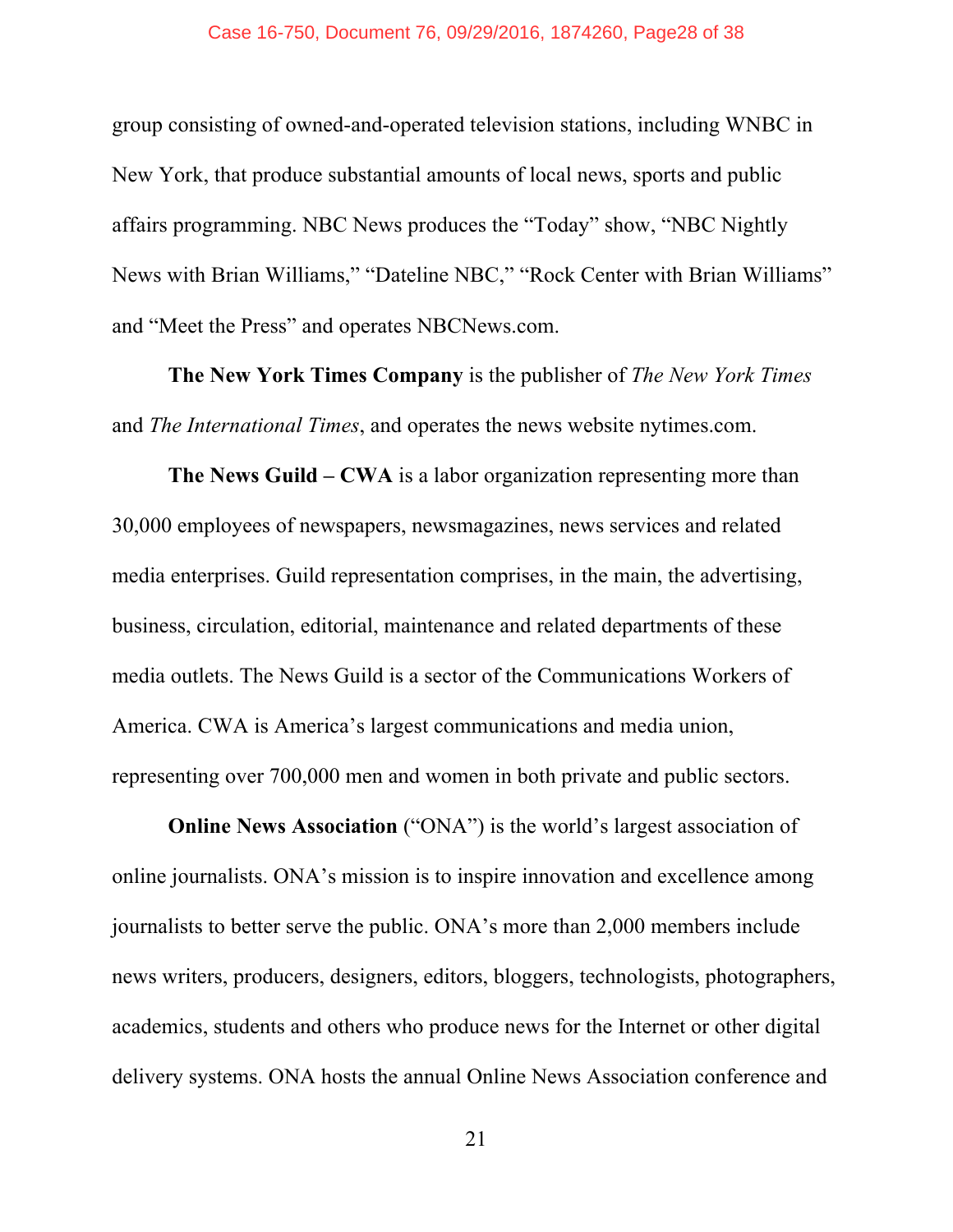group consisting of owned-and-operated television stations, including WNBC in New York, that produce substantial amounts of local news, sports and public affairs programming. NBC News produces the "Today" show, "NBC Nightly News with Brian Williams," "Dateline NBC," "Rock Center with Brian Williams" and "Meet the Press" and operates NBCNews.com.

**The New York Times Company** is the publisher of *The New York Times* and *The International Times*, and operates the news website nytimes.com.

**The News Guild – CWA** is a labor organization representing more than 30,000 employees of newspapers, newsmagazines, news services and related media enterprises. Guild representation comprises, in the main, the advertising, business, circulation, editorial, maintenance and related departments of these media outlets. The News Guild is a sector of the Communications Workers of America. CWA is America's largest communications and media union, representing over 700,000 men and women in both private and public sectors.

**Online News Association** ("ONA") is the world's largest association of online journalists. ONA's mission is to inspire innovation and excellence among journalists to better serve the public. ONA's more than 2,000 members include news writers, producers, designers, editors, bloggers, technologists, photographers, academics, students and others who produce news for the Internet or other digital delivery systems. ONA hosts the annual Online News Association conference and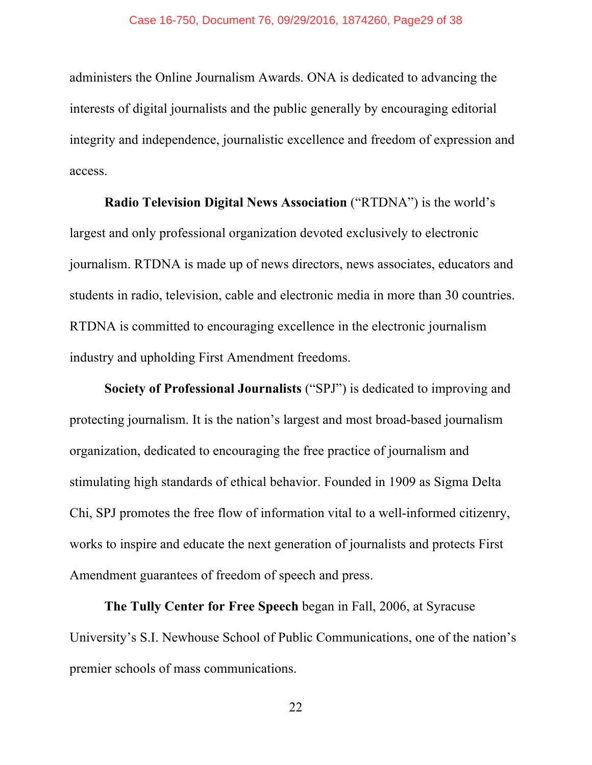administers the Online Journalism Awards. ONA is dedicated to advancing the interests of digital journalists and the public generally by encouraging editorial integrity and independence, journalistic excellence and freedom of expression and access.

**Radio Television Digital News Association** ("RTDNA") is the world's largest and only professional organization devoted exclusively to electronic journalism. RTDNA is made up of news directors, news associates, educators and students in radio, television, cable and electronic media in more than 30 countries. RTDNA is committed to encouraging excellence in the electronic journalism industry and upholding First Amendment freedoms.

**Society of Professional Journalists** ("SPJ") is dedicated to improving and protecting journalism. It is the nation's largest and most broad-based journalism organization, dedicated to encouraging the free practice of journalism and stimulating high standards of ethical behavior. Founded in 1909 as Sigma Delta Chi, SPJ promotes the free flow of information vital to a well-informed citizenry, works to inspire and educate the next generation of journalists and protects First Amendment guarantees of freedom of speech and press.

**The Tully Center for Free Speech** began in Fall, 2006, at Syracuse University's S.I. Newhouse School of Public Communications, one of the nation's premier schools of mass communications.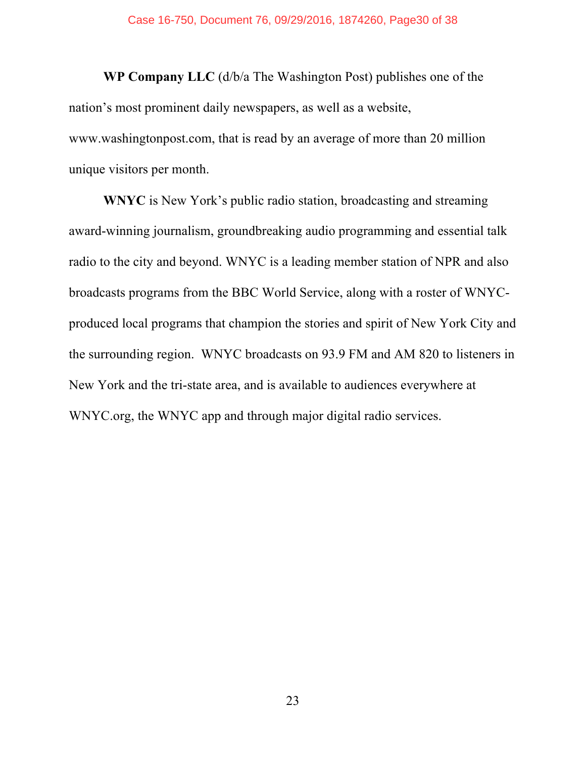**WP Company LLC** (d/b/a The Washington Post) publishes one of the nation's most prominent daily newspapers, as well as a website, www.washingtonpost.com, that is read by an average of more than 20 million unique visitors per month.

**WNYC** is New York's public radio station, broadcasting and streaming award-winning journalism, groundbreaking audio programming and essential talk radio to the city and beyond. WNYC is a leading member station of NPR and also broadcasts programs from the BBC World Service, along with a roster of WNYC-produced local programs that champion the stories and spirit of New York City and the surrounding region. WNYC broadcasts on 93.9 FM and AM 820 to listeners in New York and the tri-state area, and is available to audiences everywhere at WNYC.org, the WNYC app and through major digital radio services.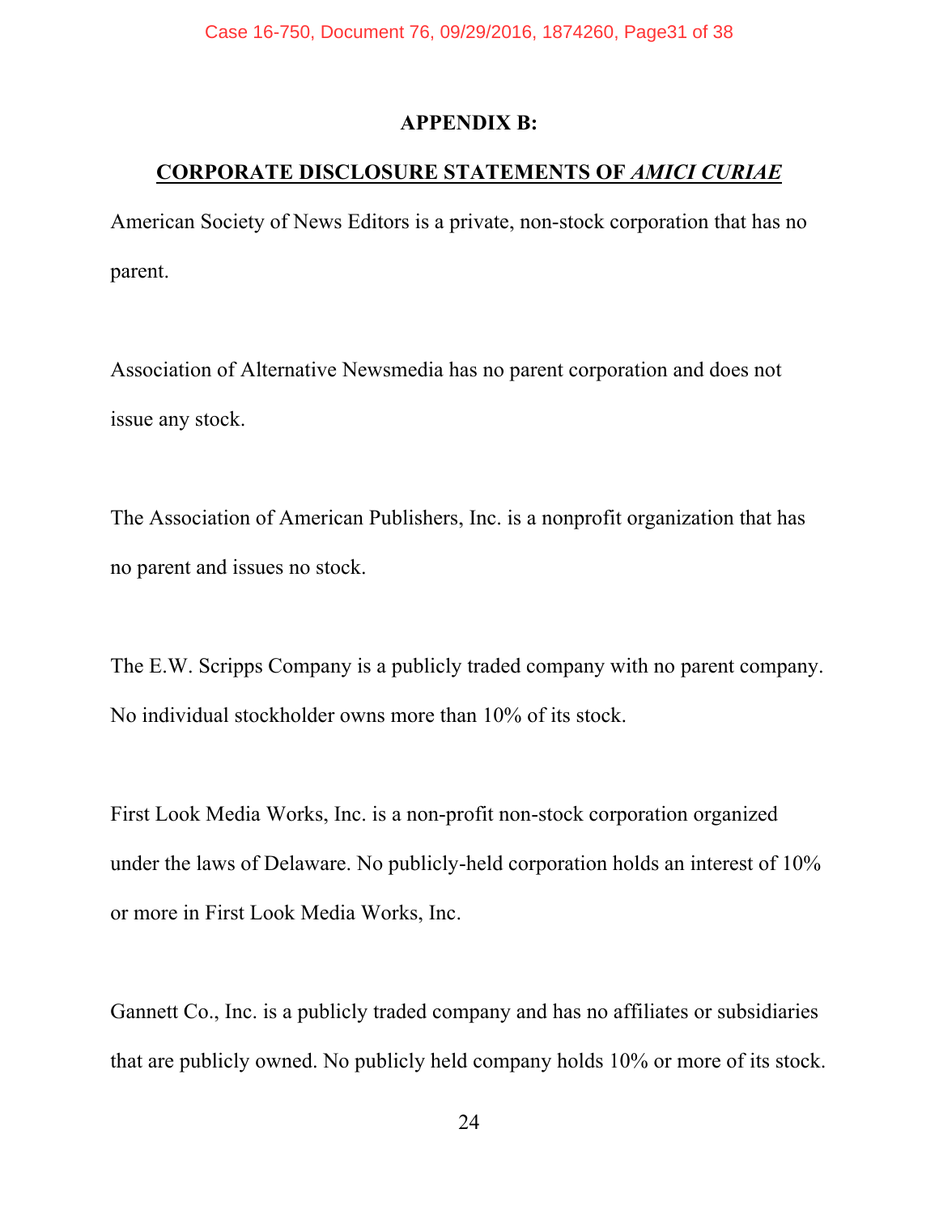# APPENDIX B:

## CORPORATE DISCLOSURE STATEMENTS OF *AMICI CURIAE*

American Society of News Editors is a private, non-stock corporation that has no parent.

Association of Alternative Newsmedia has no parent corporation and does not issue any stock.

The Association of American Publishers, Inc. is a nonprofit organization that has no parent and issues no stock.

The E.W. Scripps Company is a publicly traded company with no parent company. No individual stockholder owns more than 10% of its stock.

First Look Media Works, Inc. is a non-profit non-stock corporation organized under the laws of Delaware. No publicly-held corporation holds an interest of 10% or more in First Look Media Works, Inc.

Gannett Co., Inc. is a publicly traded company and has no affiliates or subsidiaries that are publicly owned. No publicly held company holds 10% or more of its stock.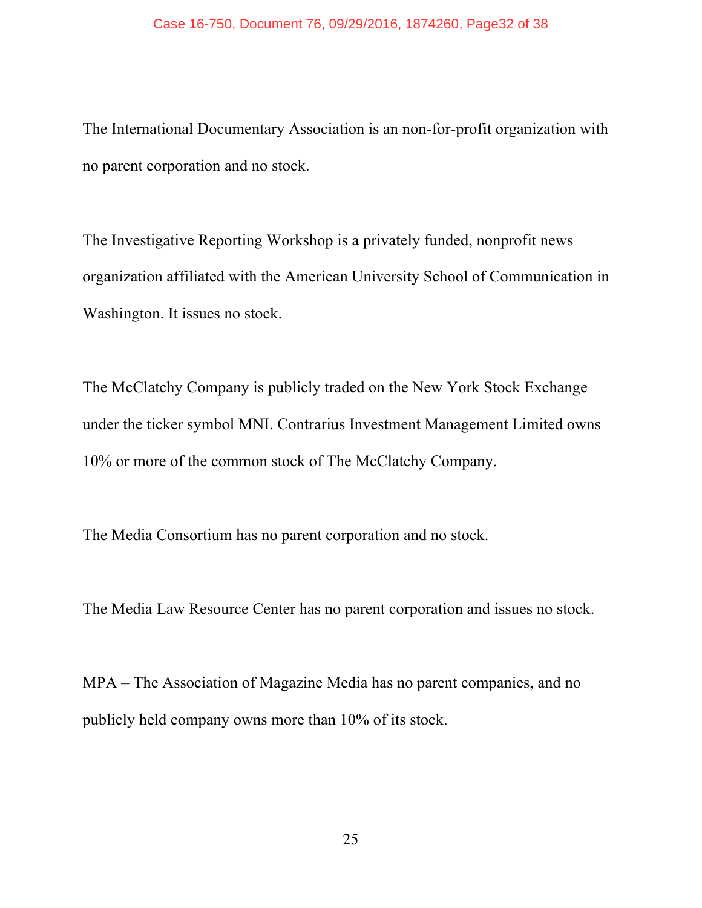The International Documentary Association is an non-for-profit organization with no parent corporation and no stock.

The Investigative Reporting Workshop is a privately funded, nonprofit news organization affiliated with the American University School of Communication in Washington. It issues no stock.

The McClatchy Company is publicly traded on the New York Stock Exchange under the ticker symbol MNI. Contrarius Investment Management Limited owns 10% or more of the common stock of The McClatchy Company.

The Media Consortium has no parent corporation and no stock.

The Media Law Resource Center has no parent corporation and issues no stock.

MPA – The Association of Magazine Media has no parent companies, and no publicly held company owns more than 10% of its stock.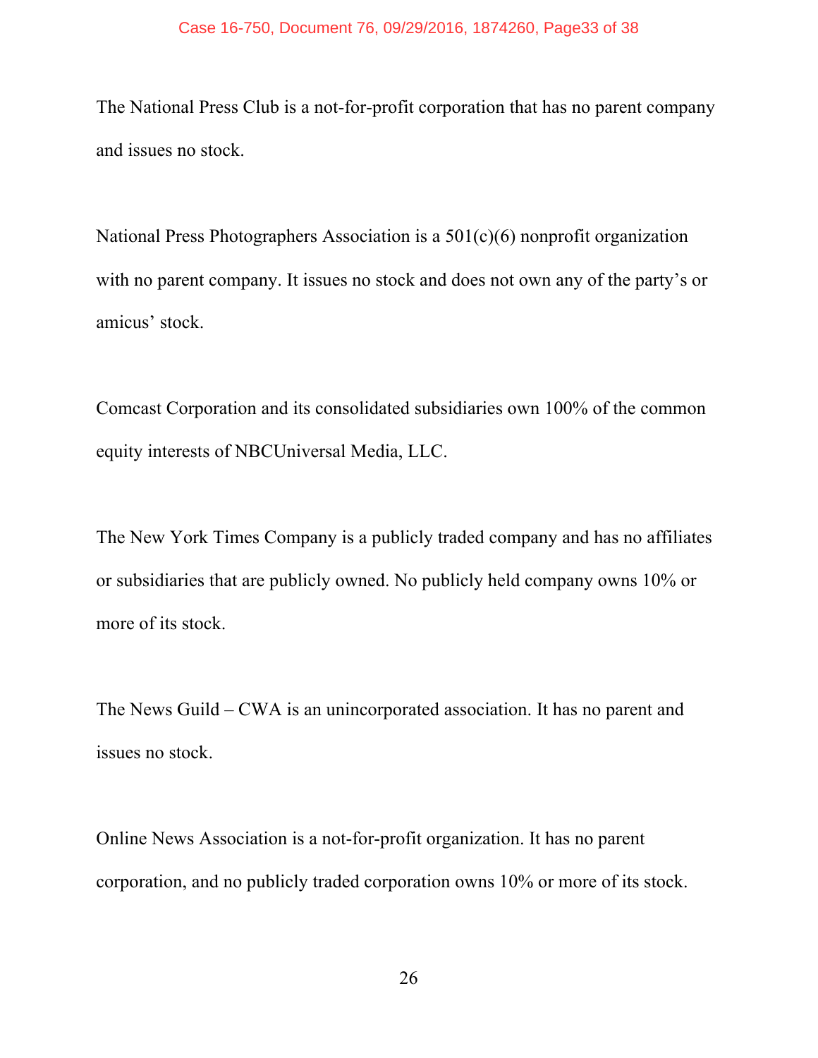The National Press Club is a not-for-profit corporation that has no parent company and issues no stock.

National Press Photographers Association is a 501(c)(6) nonprofit organization with no parent company. It issues no stock and does not own any of the party's or amicus' stock.

Comcast Corporation and its consolidated subsidiaries own 100% of the common equity interests of NBCUniversal Media, LLC.

The New York Times Company is a publicly traded company and has no affiliates or subsidiaries that are publicly owned. No publicly held company owns 10% or more of its stock.

The News Guild – CWA is an unincorporated association. It has no parent and issues no stock.

Online News Association is a not-for-profit organization. It has no parent corporation, and no publicly traded corporation owns 10% or more of its stock.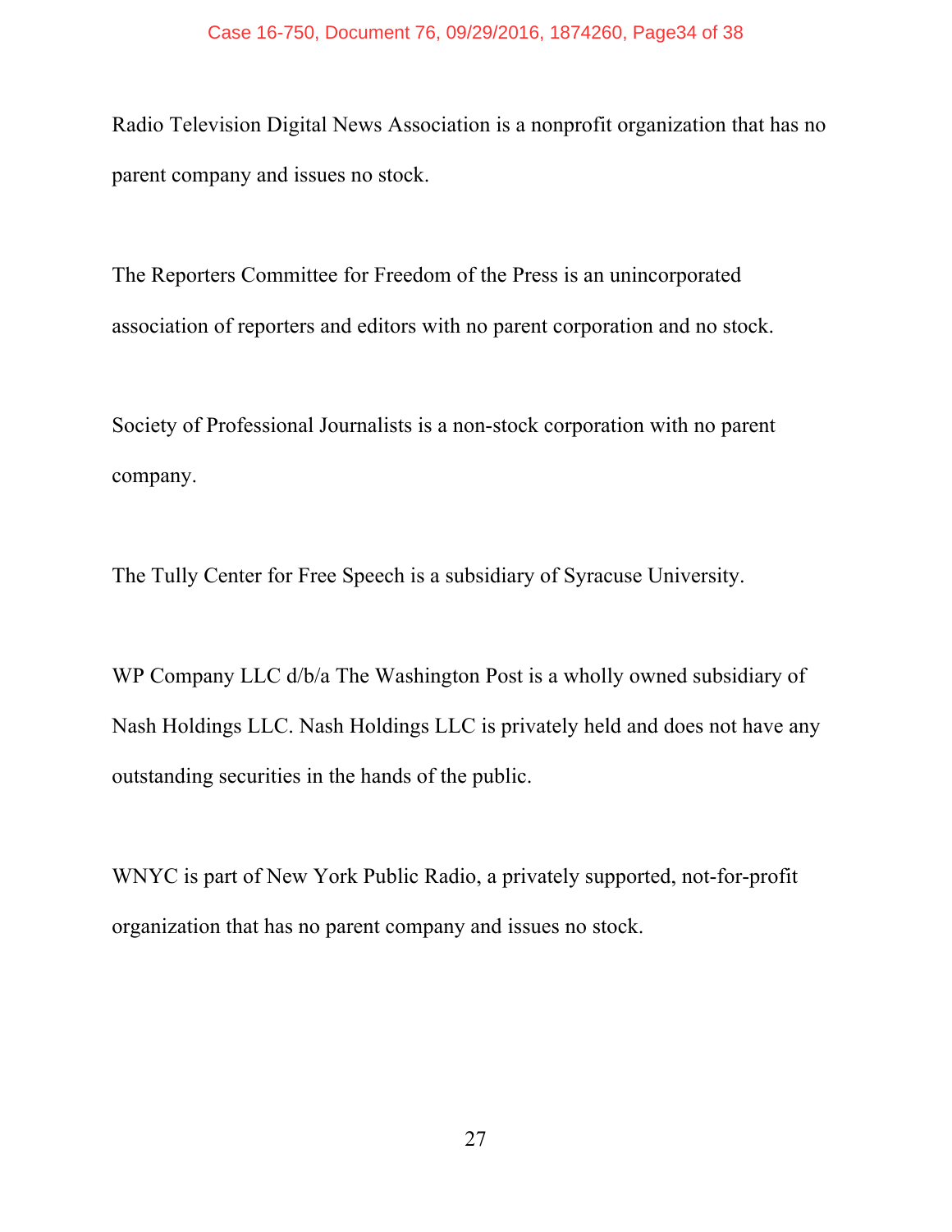Radio Television Digital News Association is a nonprofit organization that has no parent company and issues no stock.

The Reporters Committee for Freedom of the Press is an unincorporated association of reporters and editors with no parent corporation and no stock.

Society of Professional Journalists is a non-stock corporation with no parent company.

The Tully Center for Free Speech is a subsidiary of Syracuse University.

WP Company LLC d/b/a The Washington Post is a wholly owned subsidiary of Nash Holdings LLC. Nash Holdings LLC is privately held and does not have any outstanding securities in the hands of the public.

WNYC is part of New York Public Radio, a privately supported, not-for-profit organization that has no parent company and issues no stock.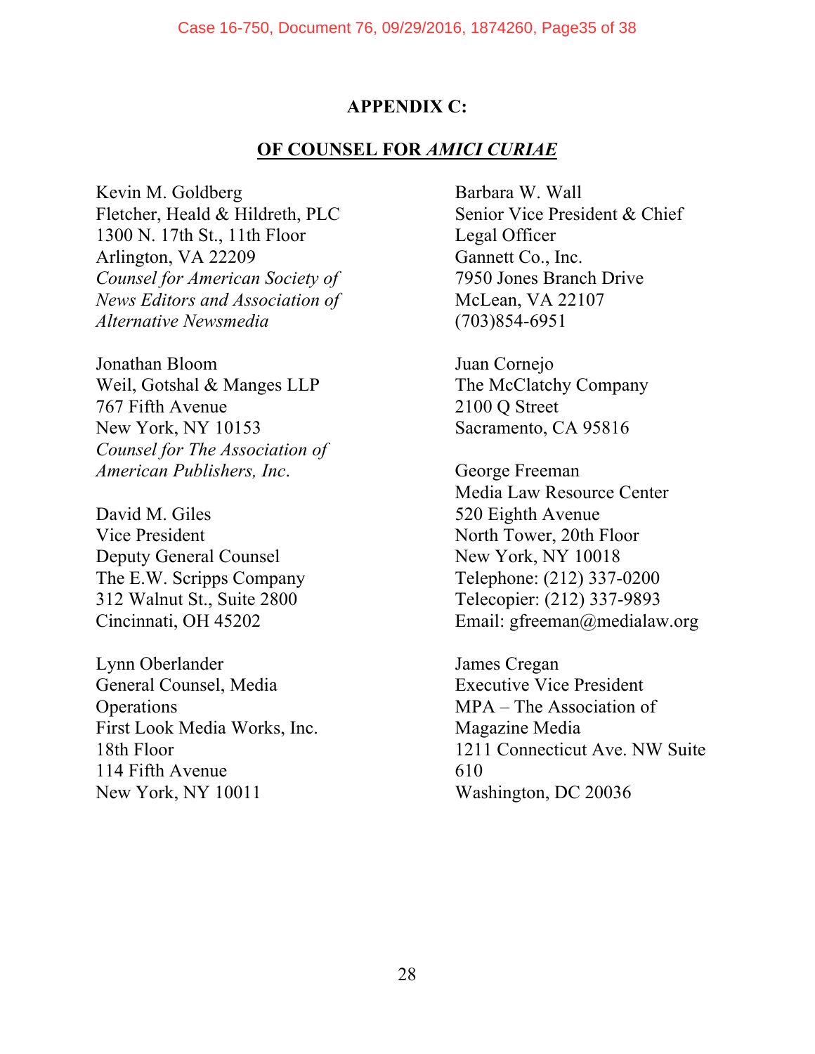## APPENDIX C:

## OF COUNSEL FOR *AMICI CURIAE*

Kevin M. Goldberg
Fletcher, Heald & Hildreth, PLC
1300 N. 17th St., 11th Floor
Arlington, VA 22209
*Counsel for American Society of News Editors and Association of Alternative Newsmedia*

Jonathan Bloom
Weil, Gotshal & Manges LLP
767 Fifth Avenue
New York, NY 10153
*Counsel for The Association of American Publishers, Inc.*

David M. Giles
Vice President
Deputy General Counsel
The E.W. Scripps Company
312 Walnut St., Suite 2800
Cincinnati, OH 45202

Lynn Oberlander
General Counsel, Media Operations
First Look Media Works, Inc.
18th Floor
114 Fifth Avenue
New York, NY 10011

Barbara W. Wall
Senior Vice President & Chief Legal Officer
Gannett Co., Inc.
7950 Jones Branch Drive
McLean, VA 22107
(703)854-6951

Juan Cornejo
The McClatchy Company
2100 Q Street
Sacramento, CA 95816

George Freeman
Media Law Resource Center
520 Eighth Avenue
North Tower, 20th Floor
New York, NY 10018
Telephone: (212) 337-0200
Telecopier: (212) 337-9893
Email: gfreeman@medialaw.org

James Cregan
Executive Vice President
MPA – The Association of Magazine Media
1211 Connecticut Ave. NW Suite 610
Washington, DC 20036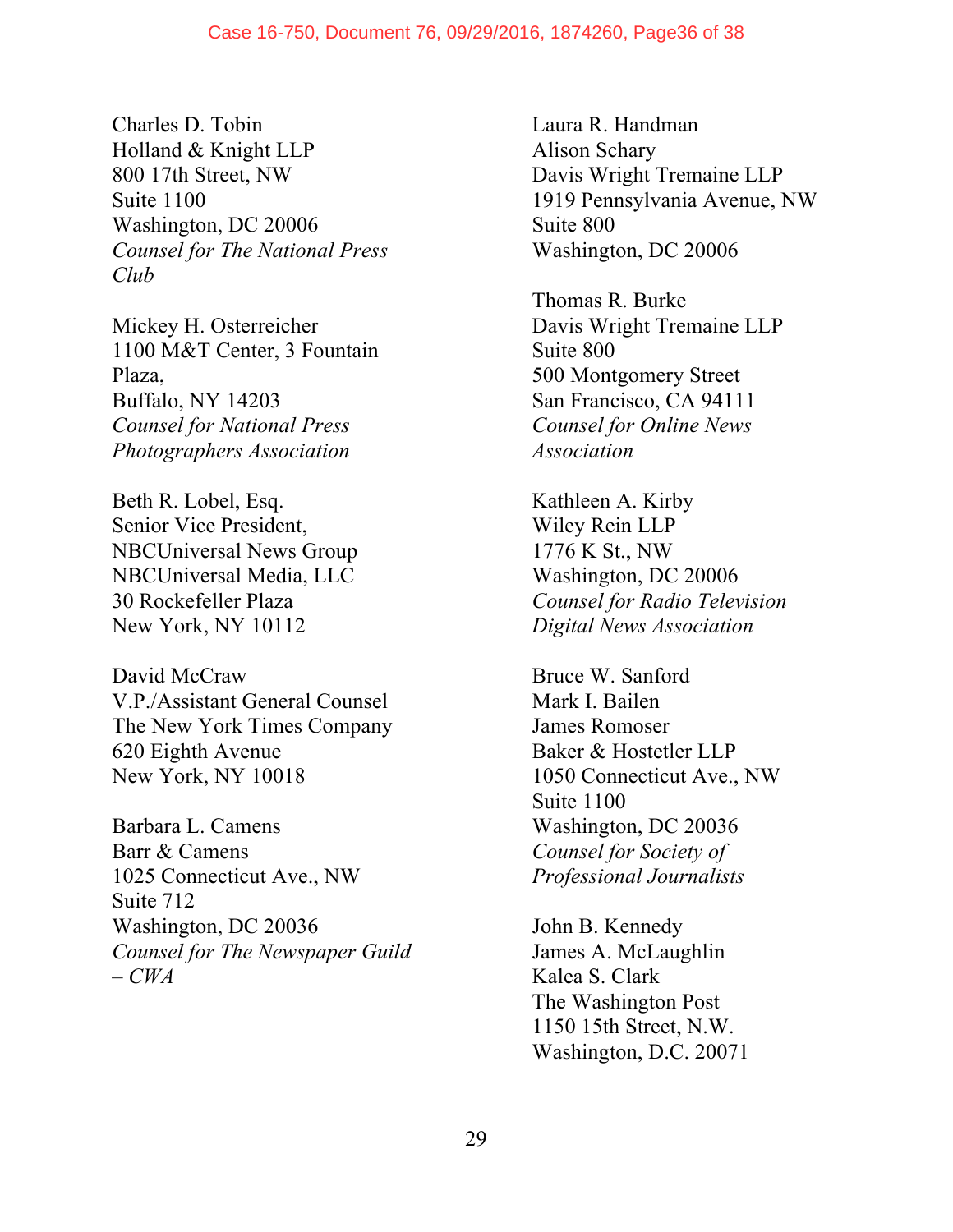Charles D. Tobin
Holland & Knight LLP
800 17th Street, NW
Suite 1100
Washington, DC 20006
*Counsel for The National Press Club*

Mickey H. Osterreicher
1100 M&T Center, 3 Fountain Plaza,
Buffalo, NY 14203
*Counsel for National Press Photographers Association*

Beth R. Lobel, Esq.
Senior Vice President,
NBCUniversal News Group
NBCUniversal Media, LLC
30 Rockefeller Plaza
New York, NY 10112

David McCraw
V.P./Assistant General Counsel
The New York Times Company
620 Eighth Avenue
New York, NY 10018

Barbara L. Camens
Barr & Camens
1025 Connecticut Ave., NW
Suite 712
Washington, DC 20036
*Counsel for The Newspaper Guild – CWA*

Laura R. Handman
Alison Schary
Davis Wright Tremaine LLP
1919 Pennsylvania Avenue, NW
Suite 800
Washington, DC 20006

Thomas R. Burke
Davis Wright Tremaine LLP
Suite 800
500 Montgomery Street
San Francisco, CA 94111
*Counsel for Online News Association*

Kathleen A. Kirby
Wiley Rein LLP
1776 K St., NW
Washington, DC 20006
*Counsel for Radio Television Digital News Association*

Bruce W. Sanford
Mark I. Bailen
James Romoser
Baker & Hostetler LLP
1050 Connecticut Ave., NW
Suite 1100
Washington, DC 20036
*Counsel for Society of Professional Journalists*

John B. Kennedy
James A. McLaughlin
Kalea S. Clark
The Washington Post
1150 15th Street, N.W.
Washington, D.C. 20071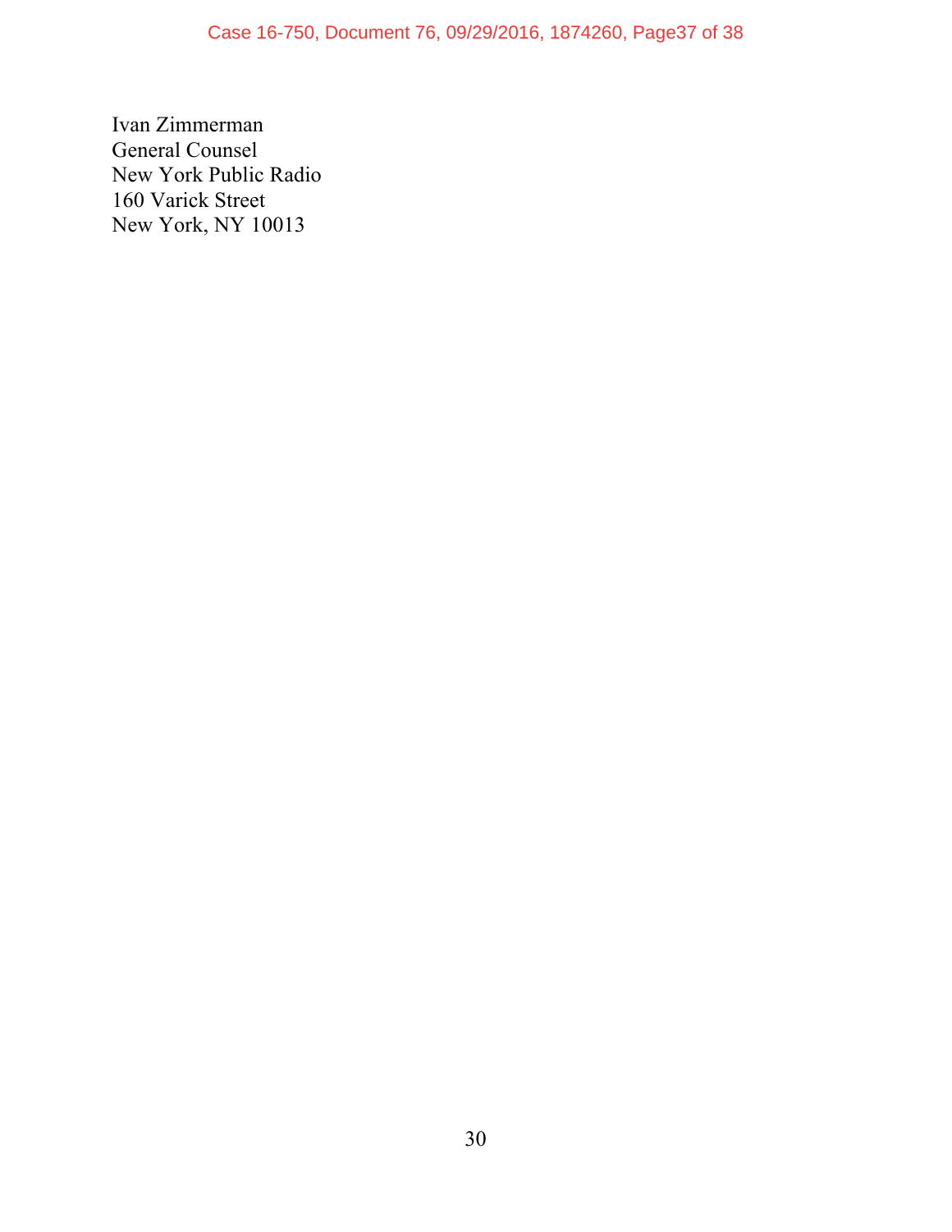Ivan Zimmerman
General Counsel
New York Public Radio
160 Varick Street
New York, NY 10013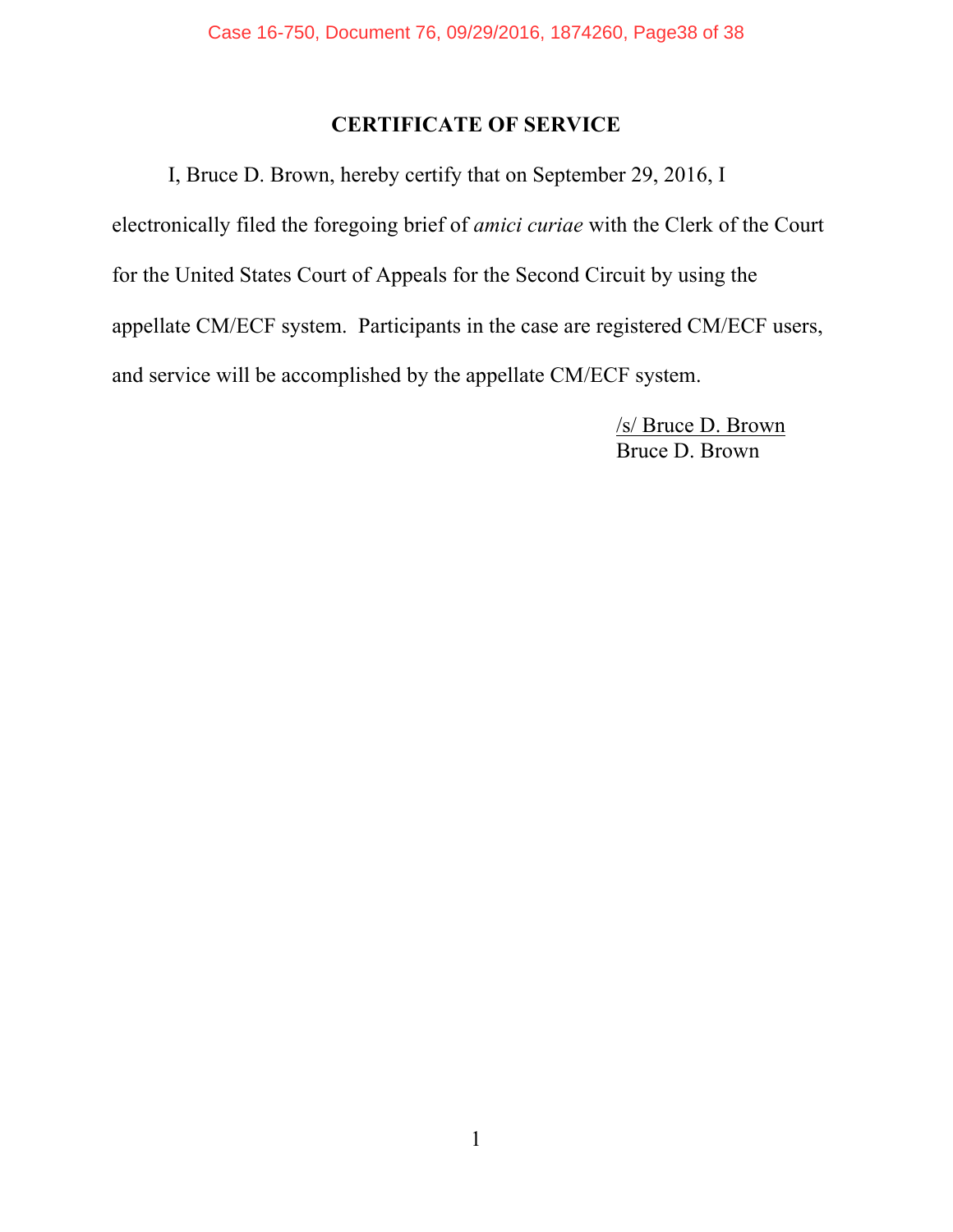# CERTIFICATE OF SERVICE

I, Bruce D. Brown, hereby certify that on September 29, 2016, I electronically filed the foregoing brief of *amici curiae* with the Clerk of the Court for the United States Court of Appeals for the Second Circuit by using the appellate CM/ECF system. Participants in the case are registered CM/ECF users, and service will be accomplished by the appellate CM/ECF system.

/s/ Bruce D. Brown
Bruce D. Brown